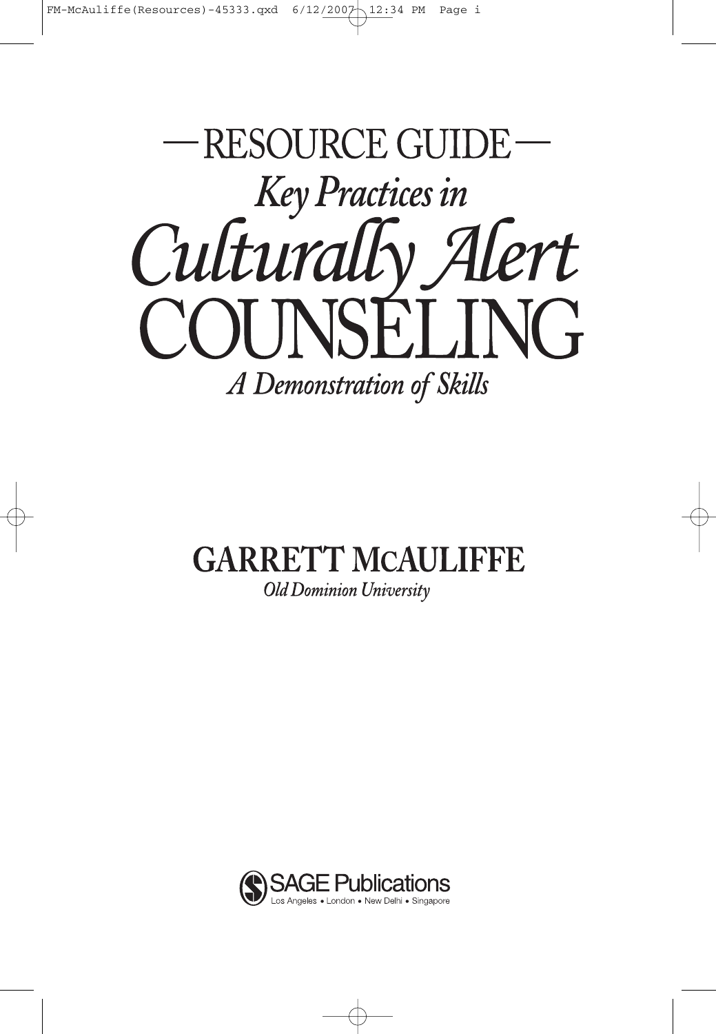# —RESOURCE GUIDE—

## *Key Practices in*

# *Culturally Alert* COUNSELING

### *A Demonstration of Skills*

**GARRETT MCAULIFFE**

*Old Dominion University*

SAGE Publications
Los Angeles • London • New Delhi • Singapore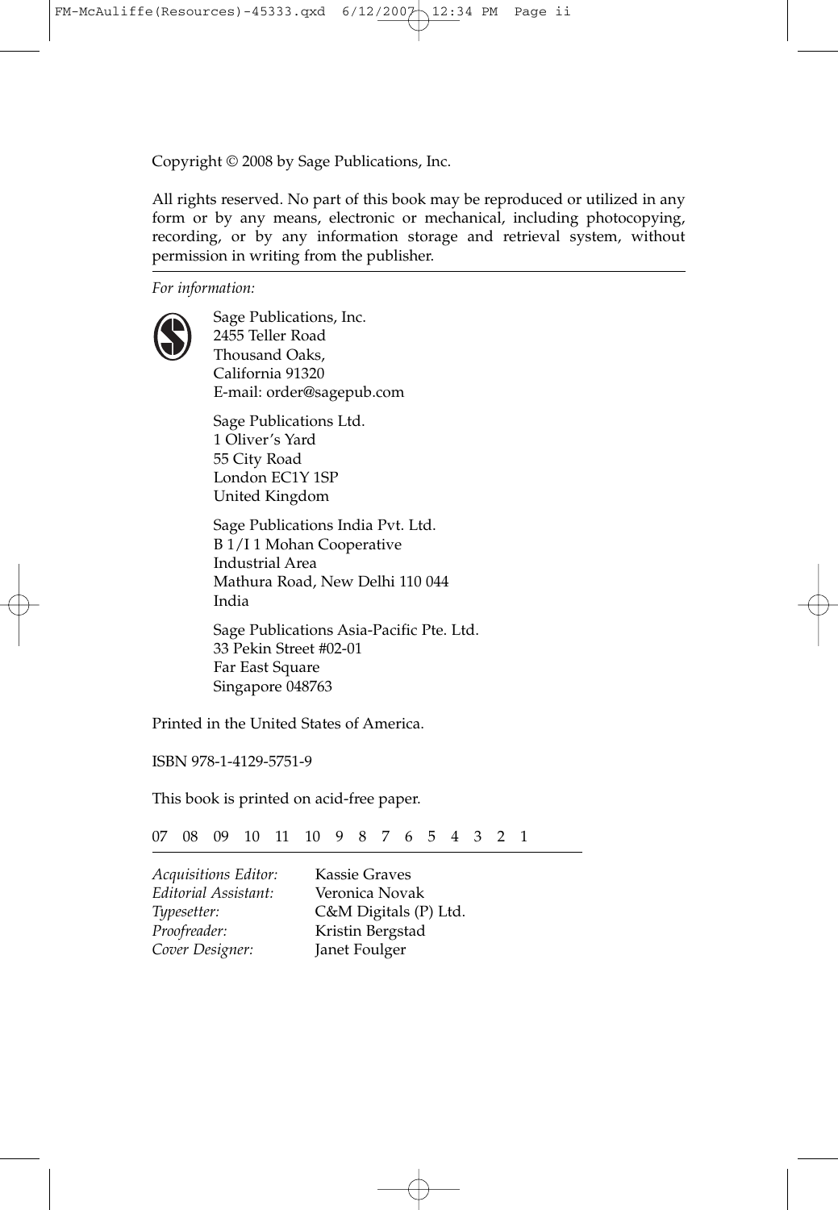Copyright © 2008 by Sage Publications, Inc.

All rights reserved. No part of this book may be reproduced or utilized in any form or by any means, electronic or mechanical, including photocopying, recording, or by any information storage and retrieval system, without permission in writing from the publisher.

*For information:*

Sage Publications, Inc.
2455 Teller Road
Thousand Oaks,
California 91320
E-mail: order@sagepub.com

Sage Publications Ltd.
1 Oliver's Yard
55 City Road
London EC1Y 1SP
United Kingdom

Sage Publications India Pvt. Ltd.
B 1/I 1 Mohan Cooperative
Industrial Area
Mathura Road, New Delhi 110 044
India

Sage Publications Asia-Pacific Pte. Ltd.
33 Pekin Street #02-01
Far East Square
Singapore 048763

Printed in the United States of America.

ISBN 978-1-4129-5751-9

This book is printed on acid-free paper.

07 08 09 10 11 10 9 8 7 6 5 4 3 2 1

*Acquisitions Editor:* Kassie Graves
*Editorial Assistant:* Veronica Novak
*Typesetter:* C&M Digitals (P) Ltd.
*Proofreader:* Kristin Bergstad
*Cover Designer:* Janet Foulger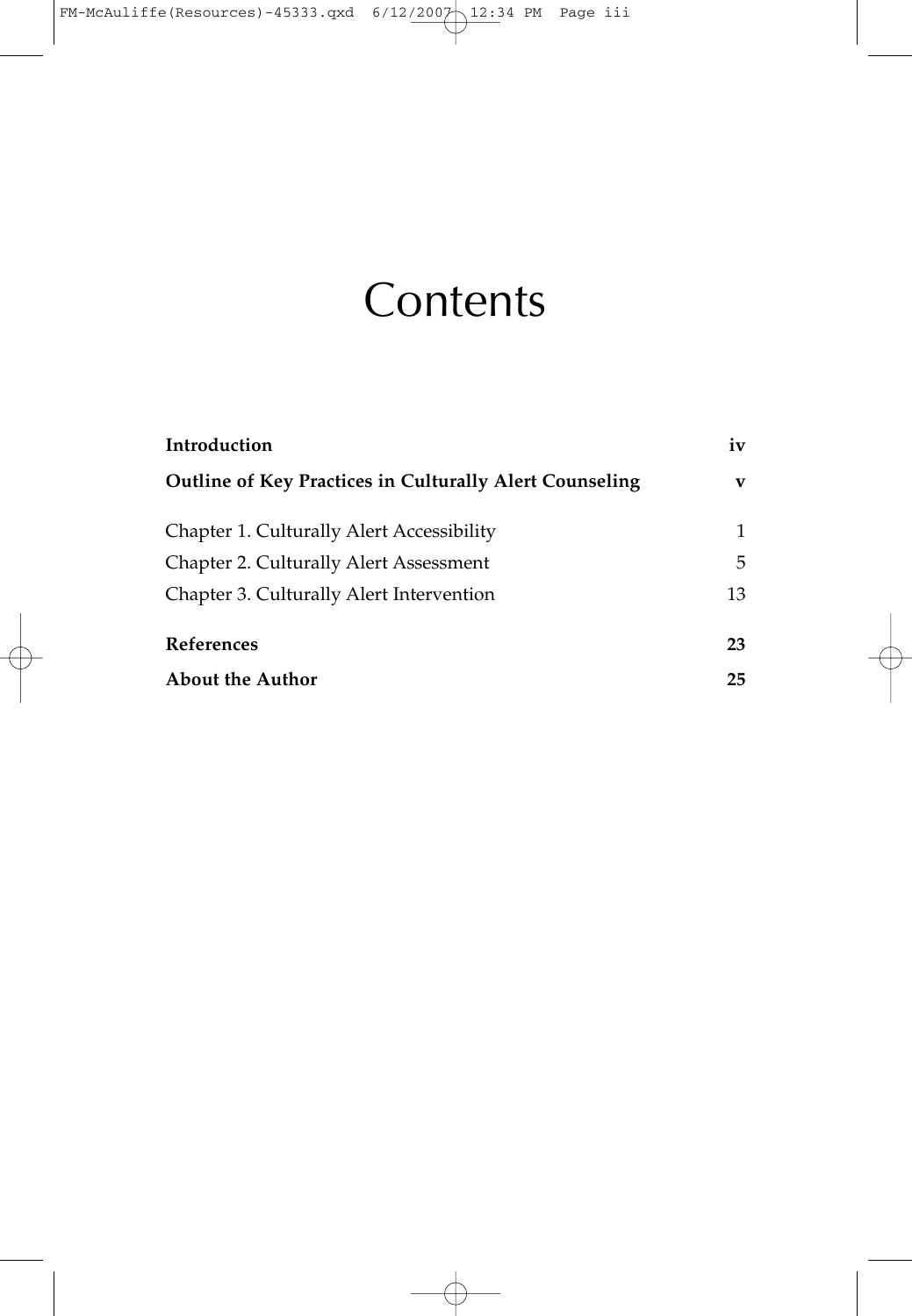# Contents

| | |
|---|---|
| **Introduction** | **iv** |
| **Outline of Key Practices in Culturally Alert Counseling** | **v** |
| Chapter 1. Culturally Alert Accessibility | 1 |
| Chapter 2. Culturally Alert Assessment | 5 |
| Chapter 3. Culturally Alert Intervention | 13 |
| **References** | **23** |
| **About the Author** | **25** |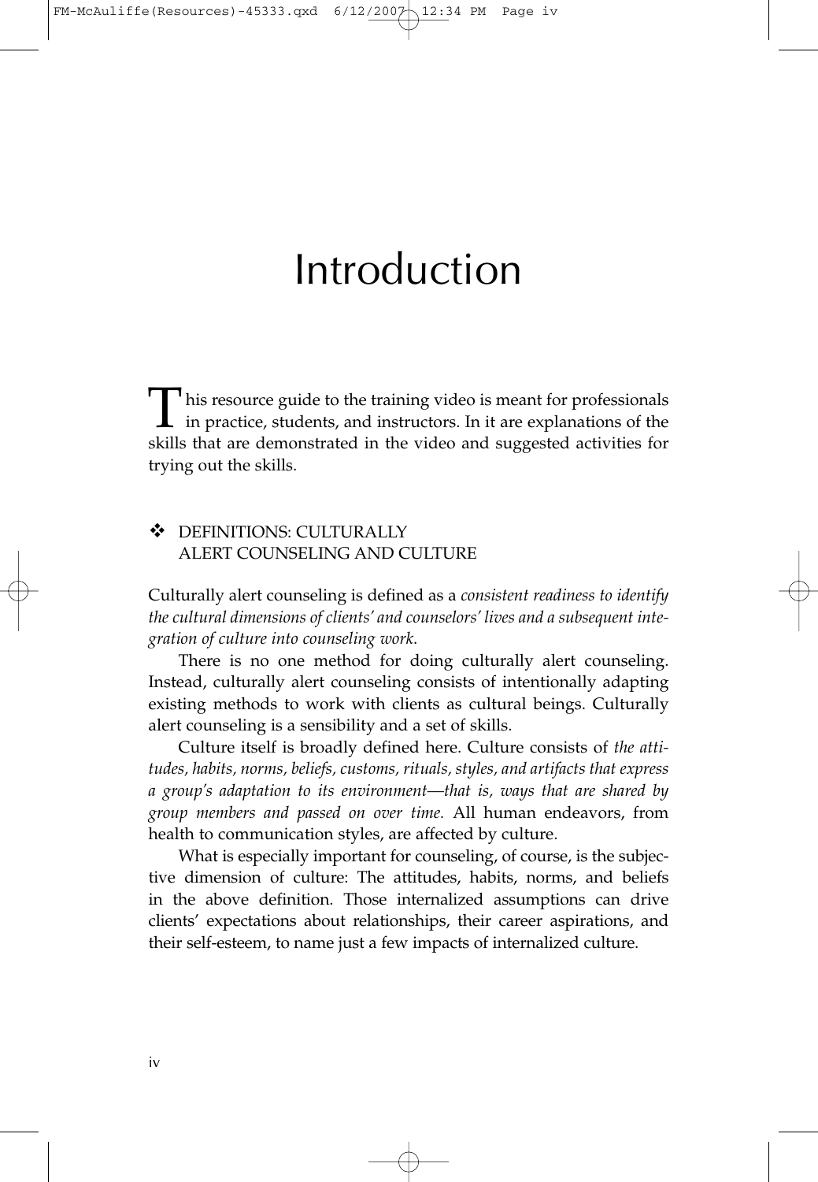# Introduction

This resource guide to the training video is meant for professionals in practice, students, and instructors. In it are explanations of the skills that are demonstrated in the video and suggested activities for trying out the skills.

## ❖ DEFINITIONS: CULTURALLY ALERT COUNSELING AND CULTURE

Culturally alert counseling is defined as a *consistent readiness to identify the cultural dimensions of clients' and counselors' lives and a subsequent integration of culture into counseling work*.

There is no one method for doing culturally alert counseling. Instead, culturally alert counseling consists of intentionally adapting existing methods to work with clients as cultural beings. Culturally alert counseling is a sensibility and a set of skills.

Culture itself is broadly defined here. Culture consists of *the attitudes, habits, norms, beliefs, customs, rituals, styles, and artifacts that express a group's adaptation to its environment—that is, ways that are shared by group members and passed on over time.* All human endeavors, from health to communication styles, are affected by culture.

What is especially important for counseling, of course, is the subjective dimension of culture: The attitudes, habits, norms, and beliefs in the above definition. Those internalized assumptions can drive clients' expectations about relationships, their career aspirations, and their self-esteem, to name just a few impacts of internalized culture.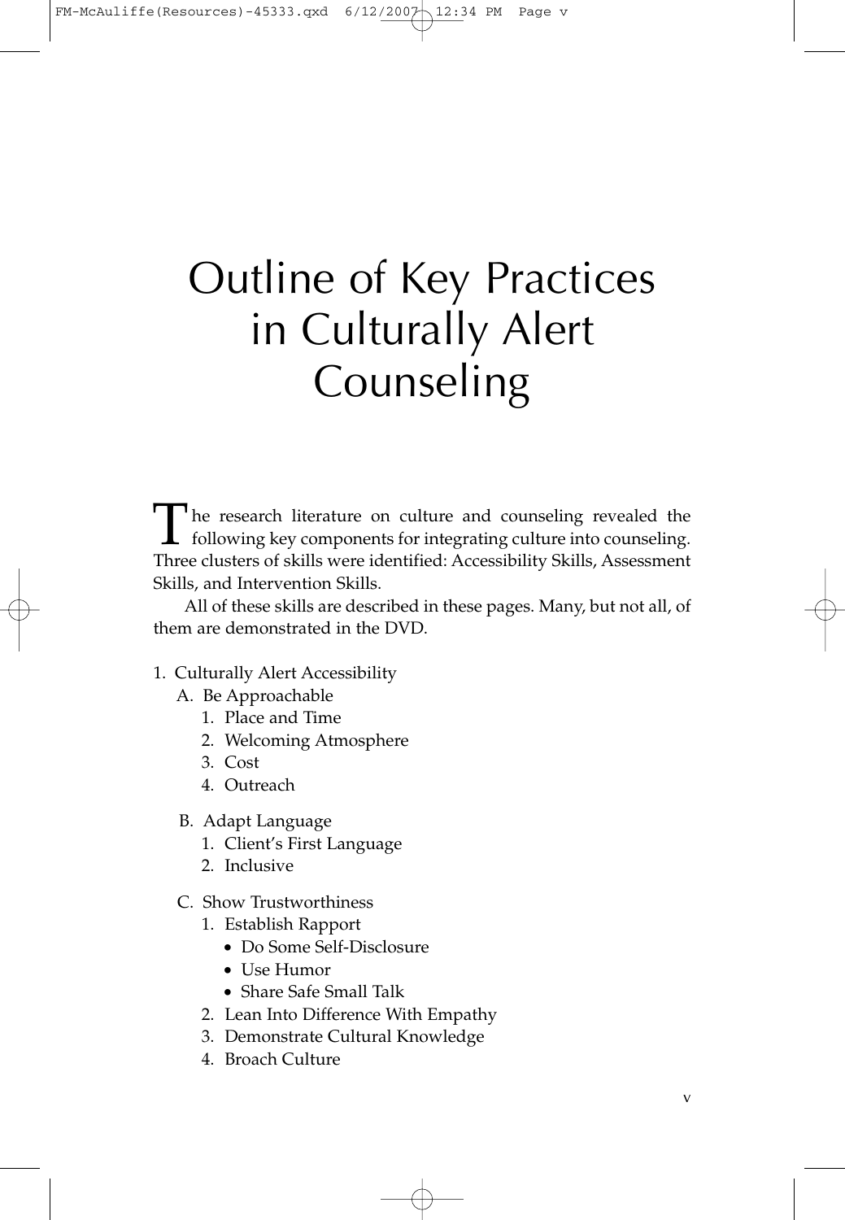# Outline of Key Practices in Culturally Alert Counseling

The research literature on culture and counseling revealed the following key components for integrating culture into counseling. Three clusters of skills were identified: Accessibility Skills, Assessment Skills, and Intervention Skills.

All of these skills are described in these pages. Many, but not all, of them are demonstrated in the DVD.

1. Culturally Alert Accessibility
   - A. Be Approachable
     1. Place and Time
     2. Welcoming Atmosphere
     3. Cost
     4. Outreach
   - B. Adapt Language
     1. Client's First Language
     2. Inclusive
   - C. Show Trustworthiness
     1. Establish Rapport
        - Do Some Self-Disclosure
        - Use Humor
        - Share Safe Small Talk
     2. Lean Into Difference With Empathy
     3. Demonstrate Cultural Knowledge
     4. Broach Culture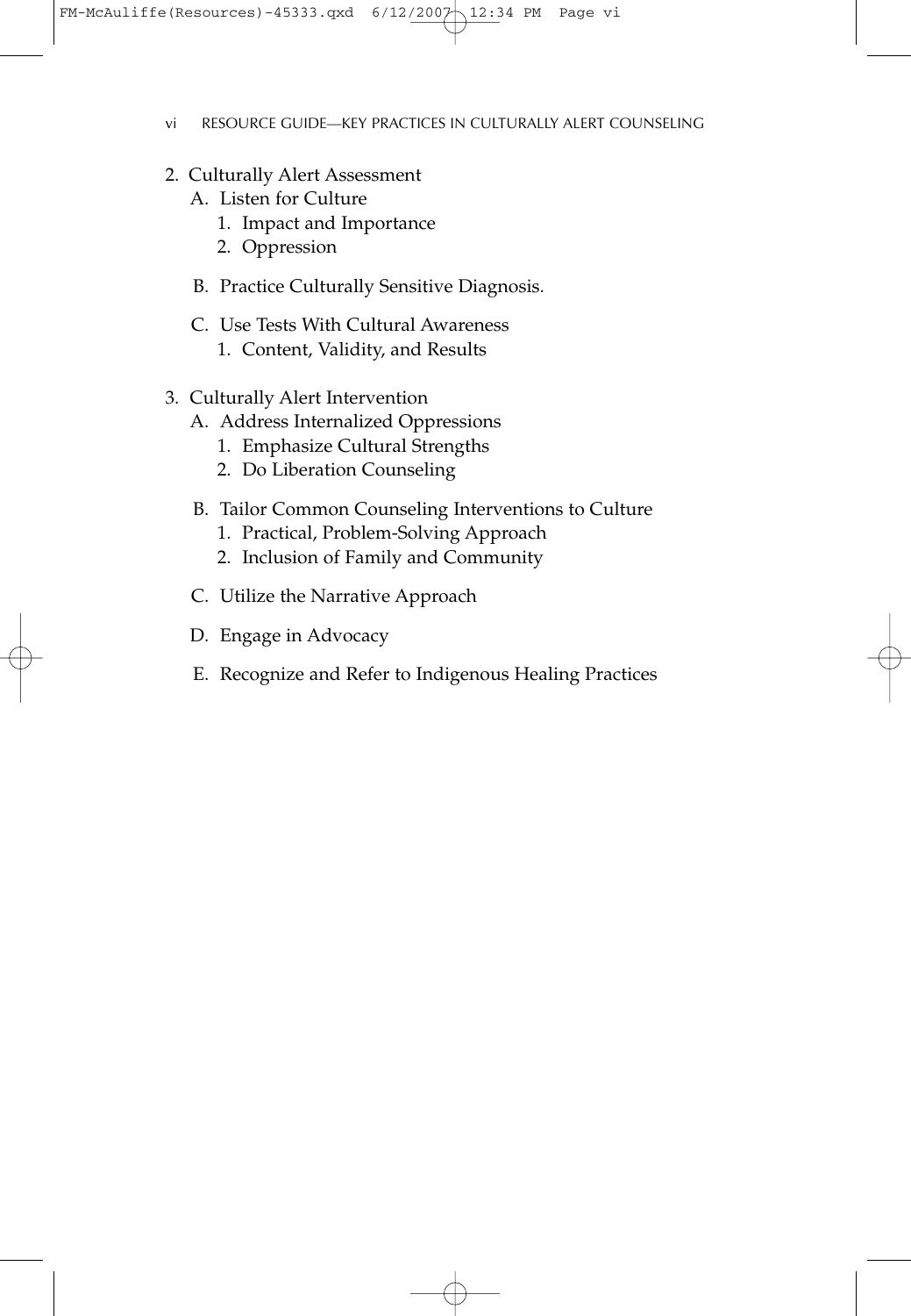2. Culturally Alert Assessment
   A. Listen for Culture
      1. Impact and Importance
      2. Oppression

   B. Practice Culturally Sensitive Diagnosis.

   C. Use Tests With Cultural Awareness
      1. Content, Validity, and Results

3. Culturally Alert Intervention
   A. Address Internalized Oppressions
      1. Emphasize Cultural Strengths
      2. Do Liberation Counseling

   B. Tailor Common Counseling Interventions to Culture
      1. Practical, Problem-Solving Approach
      2. Inclusion of Family and Community

   C. Utilize the Narrative Approach

   D. Engage in Advocacy

   E. Recognize and Refer to Indigenous Healing Practices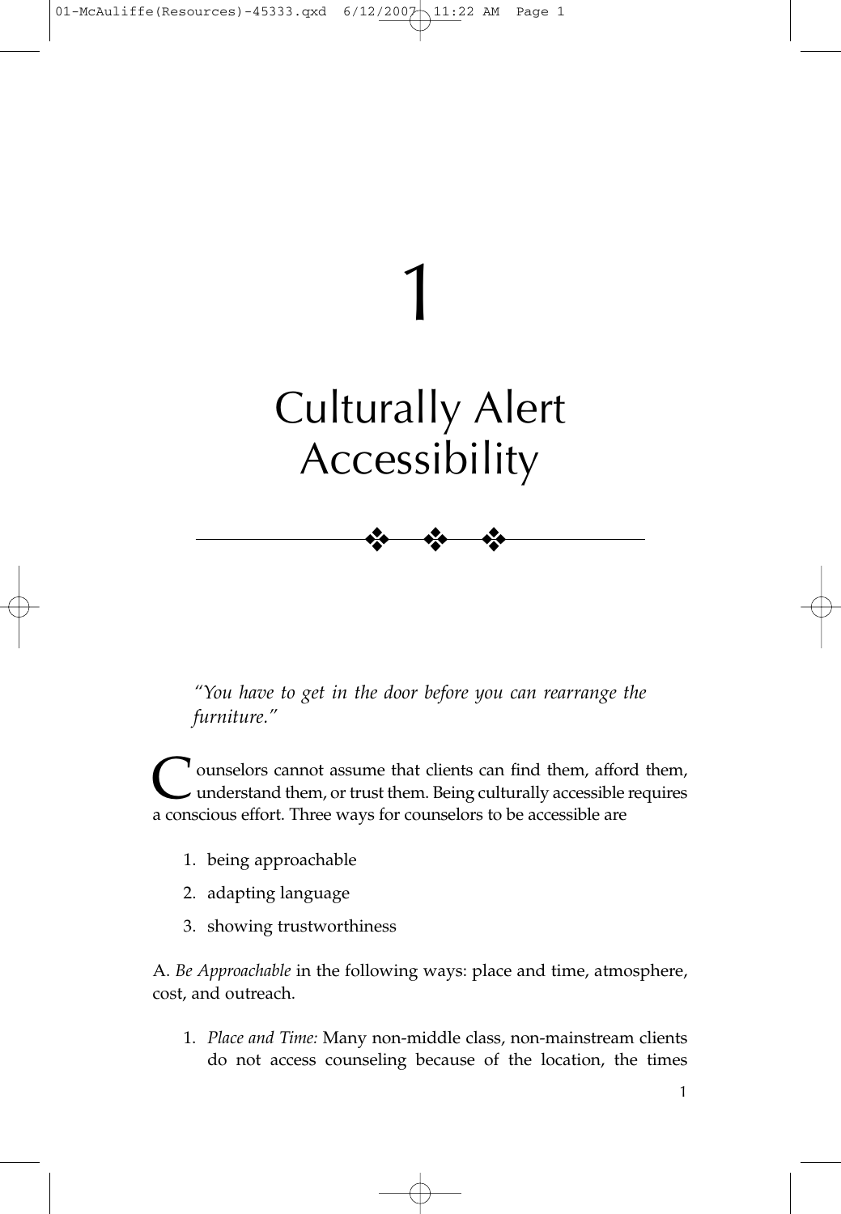# 1

# Culturally Alert Accessibility

*"You have to get in the door before you can rearrange the furniture."*

Counselors cannot assume that clients can find them, afford them, understand them, or trust them. Being culturally accessible requires a conscious effort. Three ways for counselors to be accessible are

1. being approachable
2. adapting language
3. showing trustworthiness

A. *Be Approachable* in the following ways: place and time, atmosphere, cost, and outreach.

1. *Place and Time:* Many non-middle class, non-mainstream clients do not access counseling because of the location, the times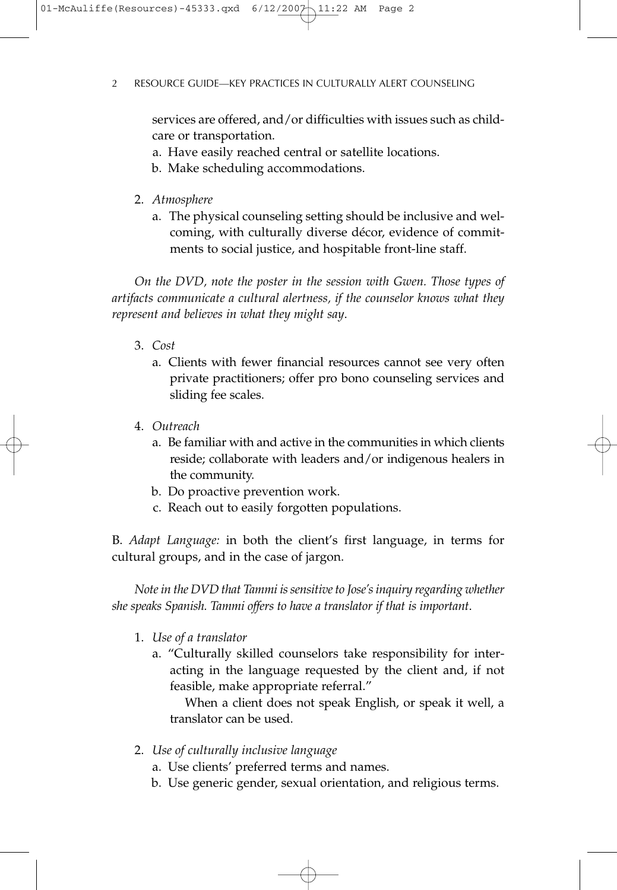services are offered, and/or difficulties with issues such as childcare or transportation.

a. Have easily reached central or satellite locations.
b. Make scheduling accommodations.

2. *Atmosphere*
   a. The physical counseling setting should be inclusive and welcoming, with culturally diverse décor, evidence of commitments to social justice, and hospitable front-line staff.

*On the DVD, note the poster in the session with Gwen. Those types of artifacts communicate a cultural alertness, if the counselor knows what they represent and believes in what they might say.*

3. *Cost*
   a. Clients with fewer financial resources cannot see very often private practitioners; offer pro bono counseling services and sliding fee scales.

4. *Outreach*
   a. Be familiar with and active in the communities in which clients reside; collaborate with leaders and/or indigenous healers in the community.
   b. Do proactive prevention work.
   c. Reach out to easily forgotten populations.

B. *Adapt Language:* in both the client's first language, in terms for cultural groups, and in the case of jargon.

*Note in the DVD that Tammi is sensitive to Jose's inquiry regarding whether she speaks Spanish. Tammi offers to have a translator if that is important.*

1. *Use of a translator*
   a. "Culturally skilled counselors take responsibility for interacting in the language requested by the client and, if not feasible, make appropriate referral."

      When a client does not speak English, or speak it well, a translator can be used.

2. *Use of culturally inclusive language*
   a. Use clients' preferred terms and names.
   b. Use generic gender, sexual orientation, and religious terms.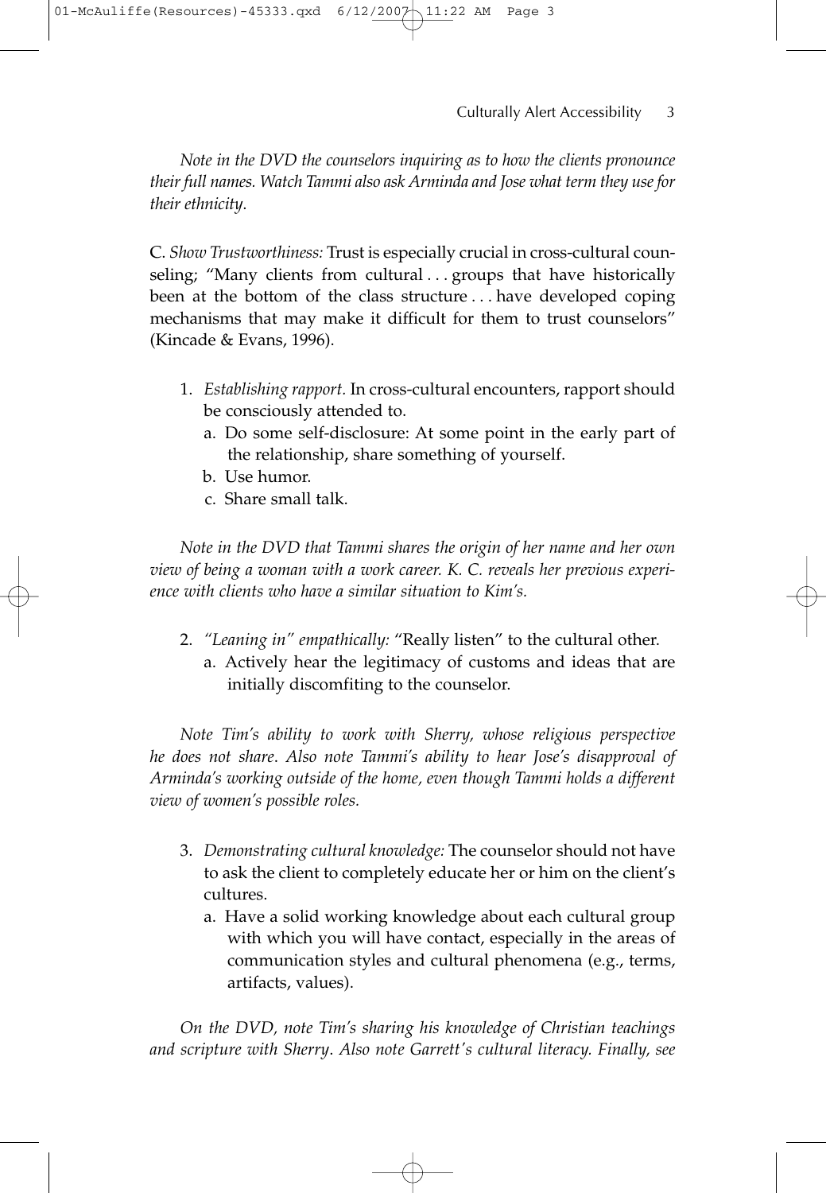*Note in the DVD the counselors inquiring as to how the clients pronounce their full names. Watch Tammi also ask Arminda and Jose what term they use for their ethnicity.*

C. *Show Trustworthiness:* Trust is especially crucial in cross-cultural counseling; "Many clients from cultural . . . groups that have historically been at the bottom of the class structure . . . have developed coping mechanisms that may make it difficult for them to trust counselors" (Kincade & Evans, 1996).

1. *Establishing rapport.* In cross-cultural encounters, rapport should be consciously attended to.
   a. Do some self-disclosure: At some point in the early part of the relationship, share something of yourself.
   b. Use humor.
   c. Share small talk.

*Note in the DVD that Tammi shares the origin of her name and her own view of being a woman with a work career. K. C. reveals her previous experience with clients who have a similar situation to Kim's.*

2. *"Leaning in" empathically:* "Really listen" to the cultural other.
   a. Actively hear the legitimacy of customs and ideas that are initially discomfiting to the counselor.

*Note Tim's ability to work with Sherry, whose religious perspective he does not share. Also note Tammi's ability to hear Jose's disapproval of Arminda's working outside of the home, even though Tammi holds a different view of women's possible roles.*

3. *Demonstrating cultural knowledge:* The counselor should not have to ask the client to completely educate her or him on the client's cultures.
   a. Have a solid working knowledge about each cultural group with which you will have contact, especially in the areas of communication styles and cultural phenomena (e.g., terms, artifacts, values).

*On the DVD, note Tim's sharing his knowledge of Christian teachings and scripture with Sherry. Also note Garrett's cultural literacy. Finally, see*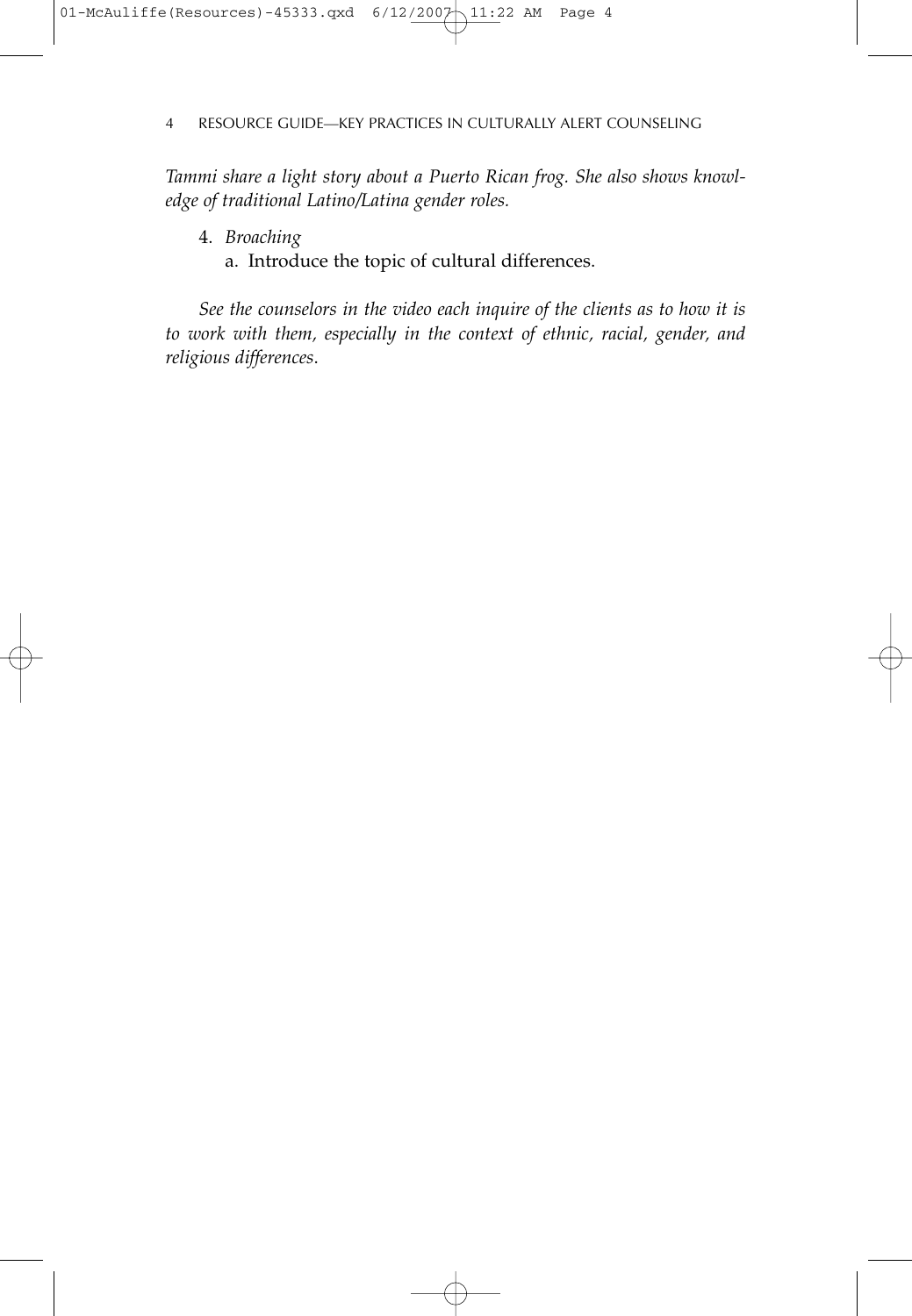*Tammi share a light story about a Puerto Rican frog. She also shows knowledge of traditional Latino/Latina gender roles.*

4. *Broaching*
   a. Introduce the topic of cultural differences.

*See the counselors in the video each inquire of the clients as to how it is to work with them, especially in the context of ethnic, racial, gender, and religious differences.*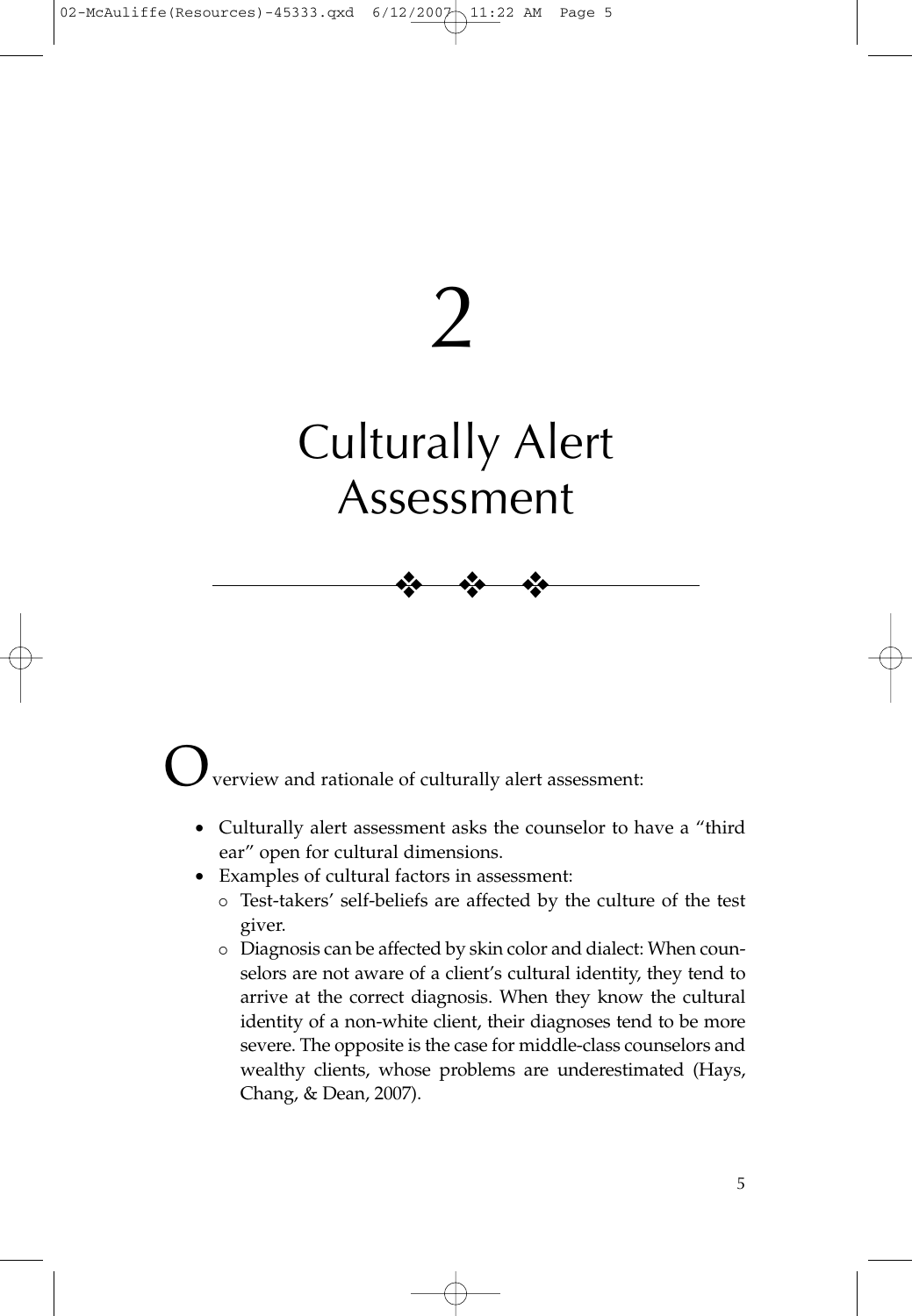# 2

# Culturally Alert Assessment

Overview and rationale of culturally alert assessment:

- Culturally alert assessment asks the counselor to have a "third ear" open for cultural dimensions.
- Examples of cultural factors in assessment:
  - Test-takers' self-beliefs are affected by the culture of the test giver.
  - Diagnosis can be affected by skin color and dialect: When counselors are not aware of a client's cultural identity, they tend to arrive at the correct diagnosis. When they know the cultural identity of a non-white client, their diagnoses tend to be more severe. The opposite is the case for middle-class counselors and wealthy clients, whose problems are underestimated (Hays, Chang, & Dean, 2007).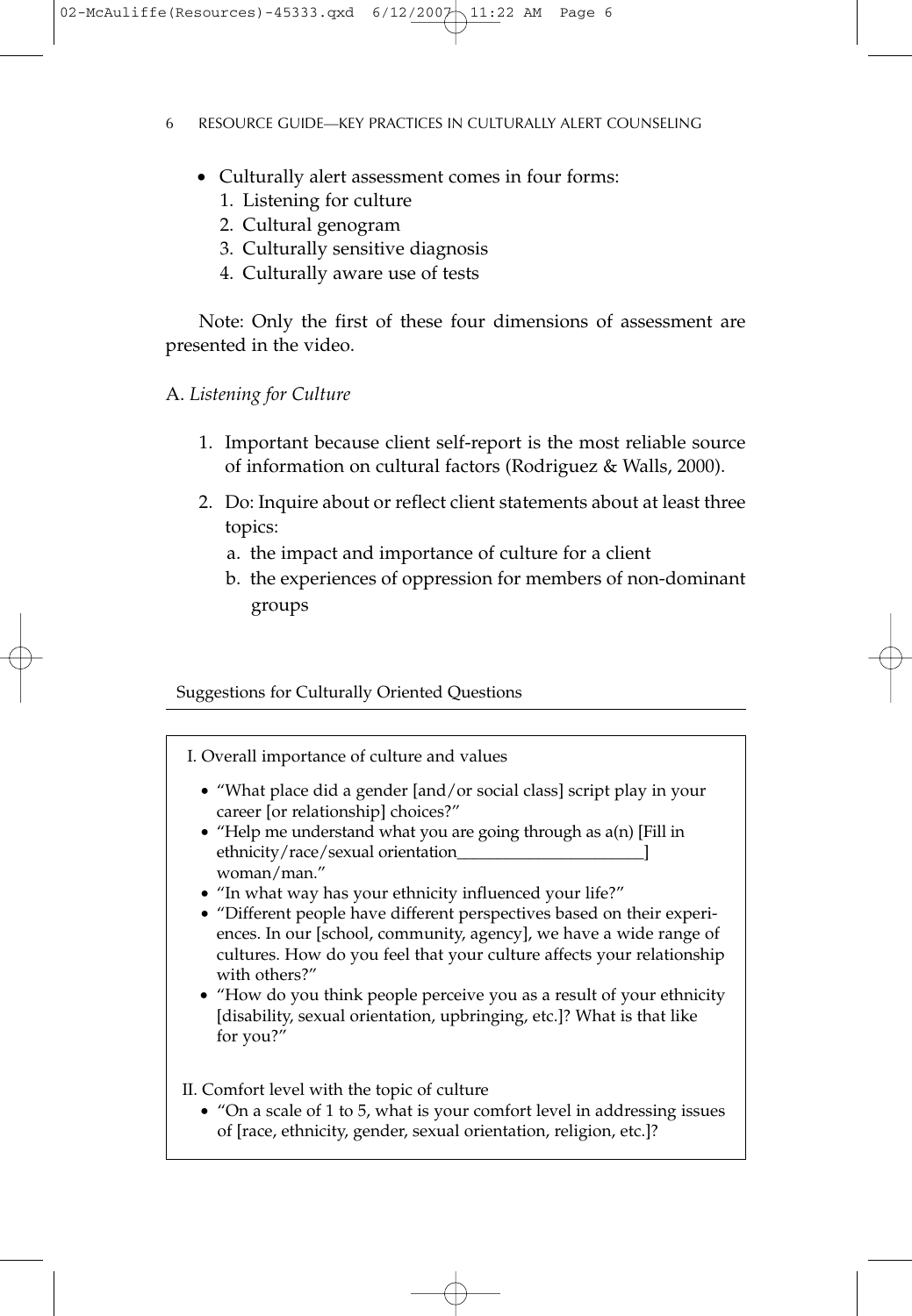- Culturally alert assessment comes in four forms:
    1. Listening for culture
    2. Cultural genogram
    3. Culturally sensitive diagnosis
    4. Culturally aware use of tests

Note: Only the first of these four dimensions of assessment are presented in the video.

A. *Listening for Culture*

1. Important because client self-report is the most reliable source of information on cultural factors (Rodriguez & Walls, 2000).
2. Do: Inquire about or reflect client statements about at least three topics:
    a. the impact and importance of culture for a client
    b. the experiences of oppression for members of non-dominant groups

Suggestions for Culturally Oriented Questions

I. Overall importance of culture and values

- "What place did a gender [and/or social class] script play in your career [or relationship] choices?"
- "Help me understand what you are going through as a(n) [Fill in ethnicity/race/sexual orientation_______________________] woman/man."
- "In what way has your ethnicity influenced your life?"
- "Different people have different perspectives based on their experiences. In our [school, community, agency], we have a wide range of cultures. How do you feel that your culture affects your relationship with others?"
- "How do you think people perceive you as a result of your ethnicity [disability, sexual orientation, upbringing, etc.]? What is that like for you?"

II. Comfort level with the topic of culture

- "On a scale of 1 to 5, what is your comfort level in addressing issues of [race, ethnicity, gender, sexual orientation, religion, etc.]?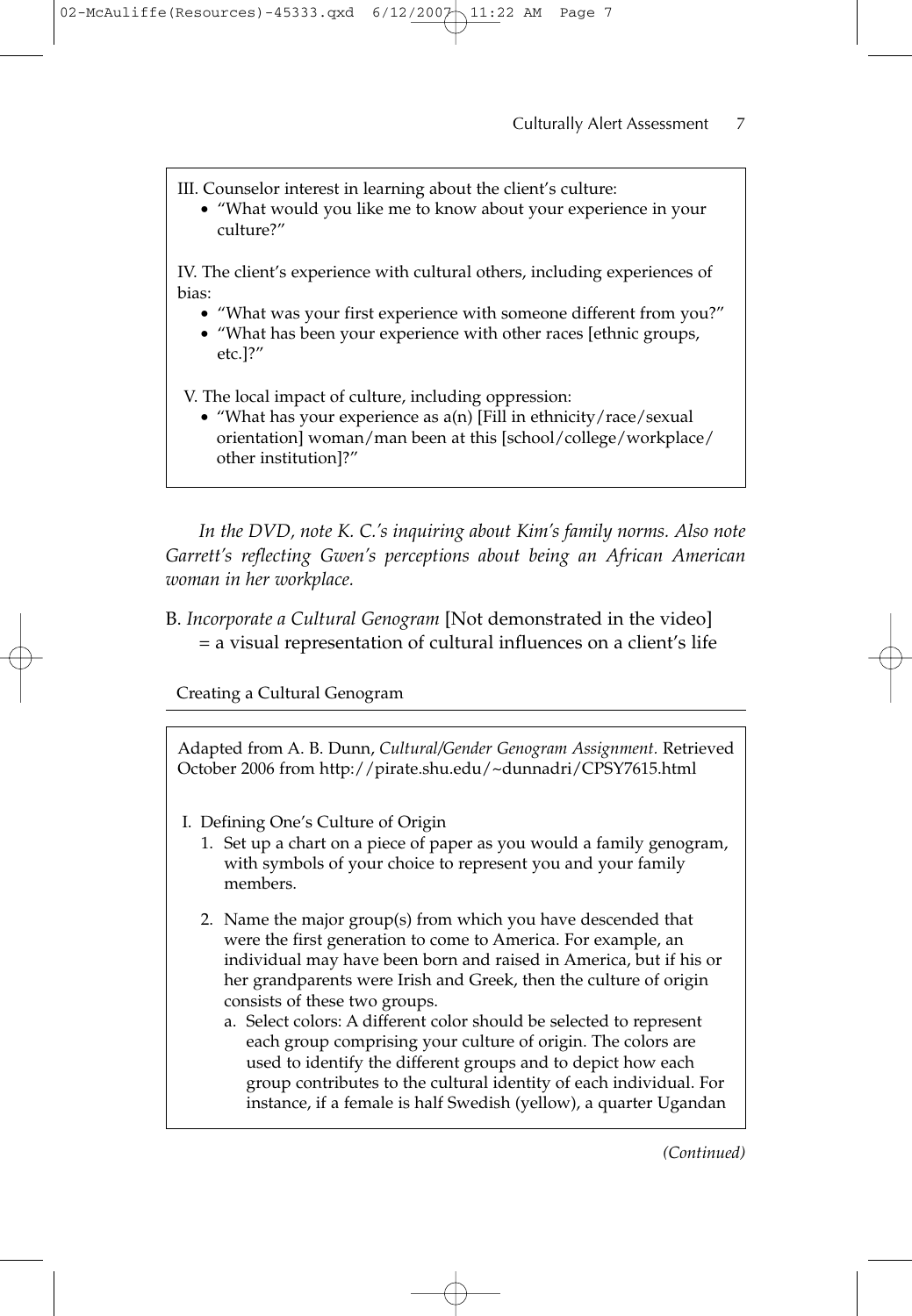III. Counselor interest in learning about the client's culture:

- "What would you like me to know about your experience in your culture?"

IV. The client's experience with cultural others, including experiences of bias:

- "What was your first experience with someone different from you?"
- "What has been your experience with other races [ethnic groups, etc.]?"

V. The local impact of culture, including oppression:

- "What has your experience as a(n) [Fill in ethnicity/race/sexual orientation] woman/man been at this [school/college/workplace/other institution]?"

*In the DVD, note K. C.'s inquiring about Kim's family norms. Also note Garrett's reflecting Gwen's perceptions about being an African American woman in her workplace.*

B. *Incorporate a Cultural Genogram* [Not demonstrated in the video]
= a visual representation of cultural influences on a client's life

Creating a Cultural Genogram

Adapted from A. B. Dunn, *Cultural/Gender Genogram Assignment.* Retrieved October 2006 from http://pirate.shu.edu/~dunnadri/CPSY7615.html

I. Defining One's Culture of Origin

1. Set up a chart on a piece of paper as you would a family genogram, with symbols of your choice to represent you and your family members.
2. Name the major group(s) from which you have descended that were the first generation to come to America. For example, an individual may have been born and raised in America, but if his or her grandparents were Irish and Greek, then the culture of origin consists of these two groups.
   a. Select colors: A different color should be selected to represent each group comprising your culture of origin. The colors are used to identify the different groups and to depict how each group contributes to the cultural identity of each individual. For instance, if a female is half Swedish (yellow), a quarter Ugandan

*(Continued)*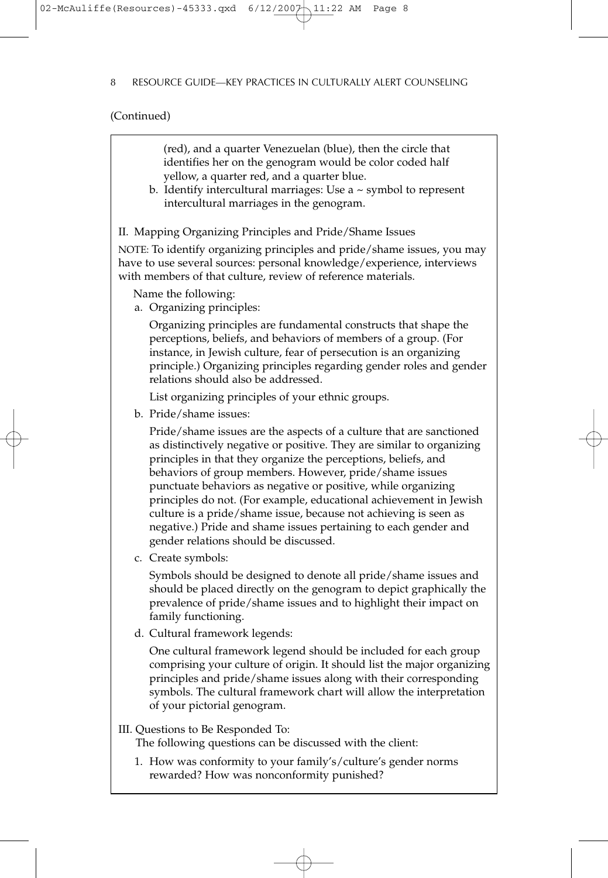(Continued)

(red), and a quarter Venezuelan (blue), then the circle that identifies her on the genogram would be color coded half yellow, a quarter red, and a quarter blue.

b. Identify intercultural marriages: Use a ~ symbol to represent intercultural marriages in the genogram.

II. Mapping Organizing Principles and Pride/Shame Issues

NOTE: To identify organizing principles and pride/shame issues, you may have to use several sources: personal knowledge/experience, interviews with members of that culture, review of reference materials.

Name the following:

a. Organizing principles:

Organizing principles are fundamental constructs that shape the perceptions, beliefs, and behaviors of members of a group. (For instance, in Jewish culture, fear of persecution is an organizing principle.) Organizing principles regarding gender roles and gender relations should also be addressed.

List organizing principles of your ethnic groups.

b. Pride/shame issues:

Pride/shame issues are the aspects of a culture that are sanctioned as distinctively negative or positive. They are similar to organizing principles in that they organize the perceptions, beliefs, and behaviors of group members. However, pride/shame issues punctuate behaviors as negative or positive, while organizing principles do not. (For example, educational achievement in Jewish culture is a pride/shame issue, because not achieving is seen as negative.) Pride and shame issues pertaining to each gender and gender relations should be discussed.

c. Create symbols:

Symbols should be designed to denote all pride/shame issues and should be placed directly on the genogram to depict graphically the prevalence of pride/shame issues and to highlight their impact on family functioning.

d. Cultural framework legends:

One cultural framework legend should be included for each group comprising your culture of origin. It should list the major organizing principles and pride/shame issues along with their corresponding symbols. The cultural framework chart will allow the interpretation of your pictorial genogram.

III. Questions to Be Responded To:

The following questions can be discussed with the client:

1. How was conformity to your family's/culture's gender norms rewarded? How was nonconformity punished?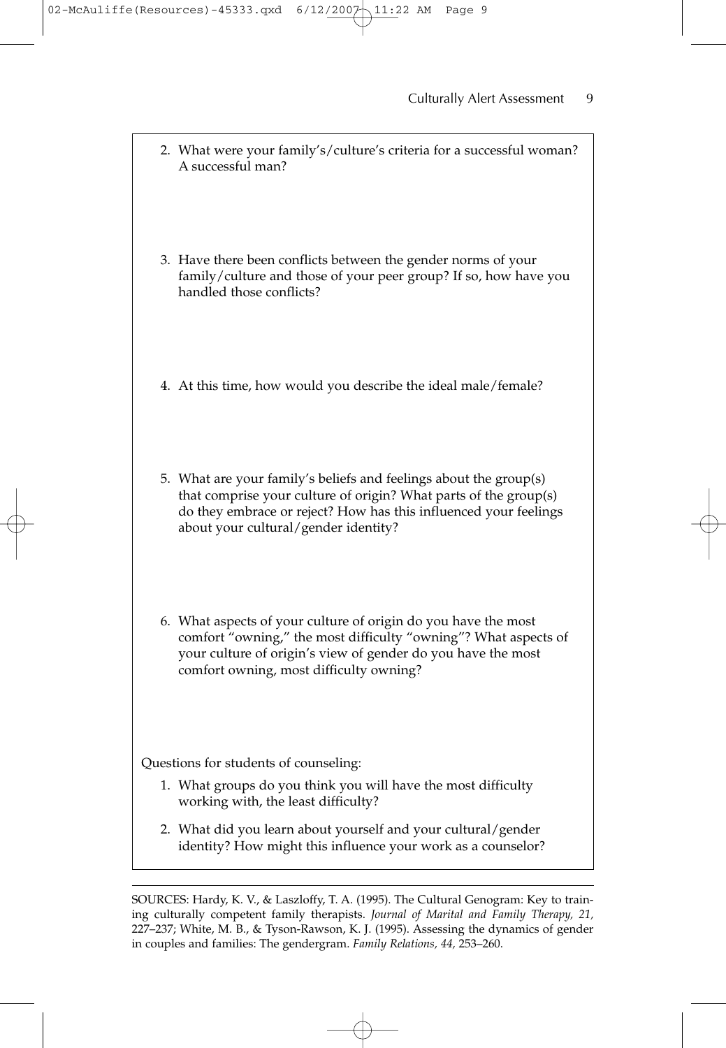2. What were your family's/culture's criteria for a successful woman? A successful man?

3. Have there been conflicts between the gender norms of your family/culture and those of your peer group? If so, how have you handled those conflicts?

4. At this time, how would you describe the ideal male/female?

5. What are your family's beliefs and feelings about the group(s) that comprise your culture of origin? What parts of the group(s) do they embrace or reject? How has this influenced your feelings about your cultural/gender identity?

6. What aspects of your culture of origin do you have the most comfort "owning," the most difficulty "owning"? What aspects of your culture of origin's view of gender do you have the most comfort owning, most difficulty owning?

Questions for students of counseling:

1. What groups do you think you will have the most difficulty working with, the least difficulty?

2. What did you learn about yourself and your cultural/gender identity? How might this influence your work as a counselor?

SOURCES: Hardy, K. V., & Laszloffy, T. A. (1995). The Cultural Genogram: Key to training culturally competent family therapists. *Journal of Marital and Family Therapy, 21,* 227–237; White, M. B., & Tyson-Rawson, K. J. (1995). Assessing the dynamics of gender in couples and families: The gendergram. *Family Relations, 44,* 253–260.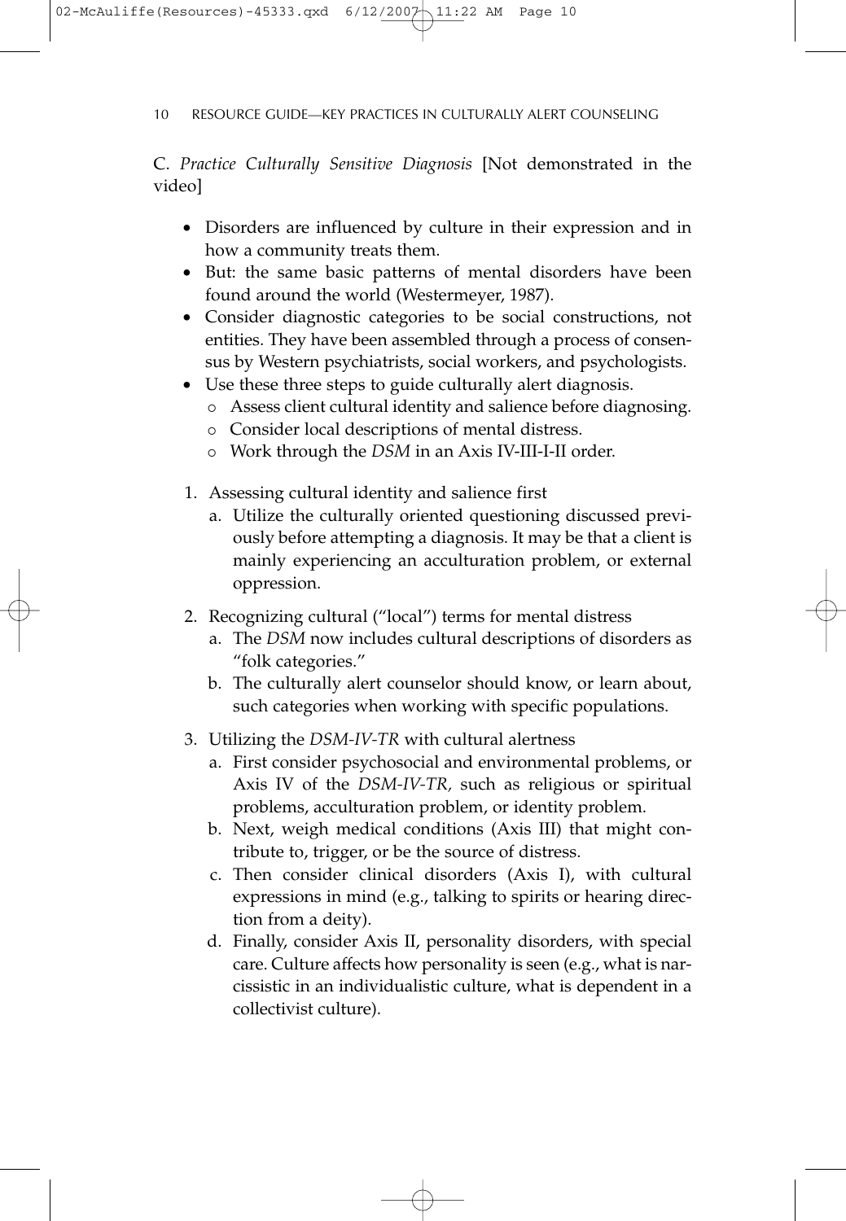C. *Practice Culturally Sensitive Diagnosis* [Not demonstrated in the video]

- Disorders are influenced by culture in their expression and in how a community treats them.
- But: the same basic patterns of mental disorders have been found around the world (Westermeyer, 1987).
- Consider diagnostic categories to be social constructions, not entities. They have been assembled through a process of consensus by Western psychiatrists, social workers, and psychologists.
- Use these three steps to guide culturally alert diagnosis.
  - Assess client cultural identity and salience before diagnosing.
  - Consider local descriptions of mental distress.
  - Work through the *DSM* in an Axis IV-III-I-II order.

1. Assessing cultural identity and salience first
   a. Utilize the culturally oriented questioning discussed previously before attempting a diagnosis. It may be that a client is mainly experiencing an acculturation problem, or external oppression.

2. Recognizing cultural ("local") terms for mental distress
   a. The *DSM* now includes cultural descriptions of disorders as "folk categories."
   b. The culturally alert counselor should know, or learn about, such categories when working with specific populations.

3. Utilizing the *DSM-IV-TR* with cultural alertness
   a. First consider psychosocial and environmental problems, or Axis IV of the *DSM-IV-TR,* such as religious or spiritual problems, acculturation problem, or identity problem.
   b. Next, weigh medical conditions (Axis III) that might contribute to, trigger, or be the source of distress.
   c. Then consider clinical disorders (Axis I), with cultural expressions in mind (e.g., talking to spirits or hearing direction from a deity).
   d. Finally, consider Axis II, personality disorders, with special care. Culture affects how personality is seen (e.g., what is narcissistic in an individualistic culture, what is dependent in a collectivist culture).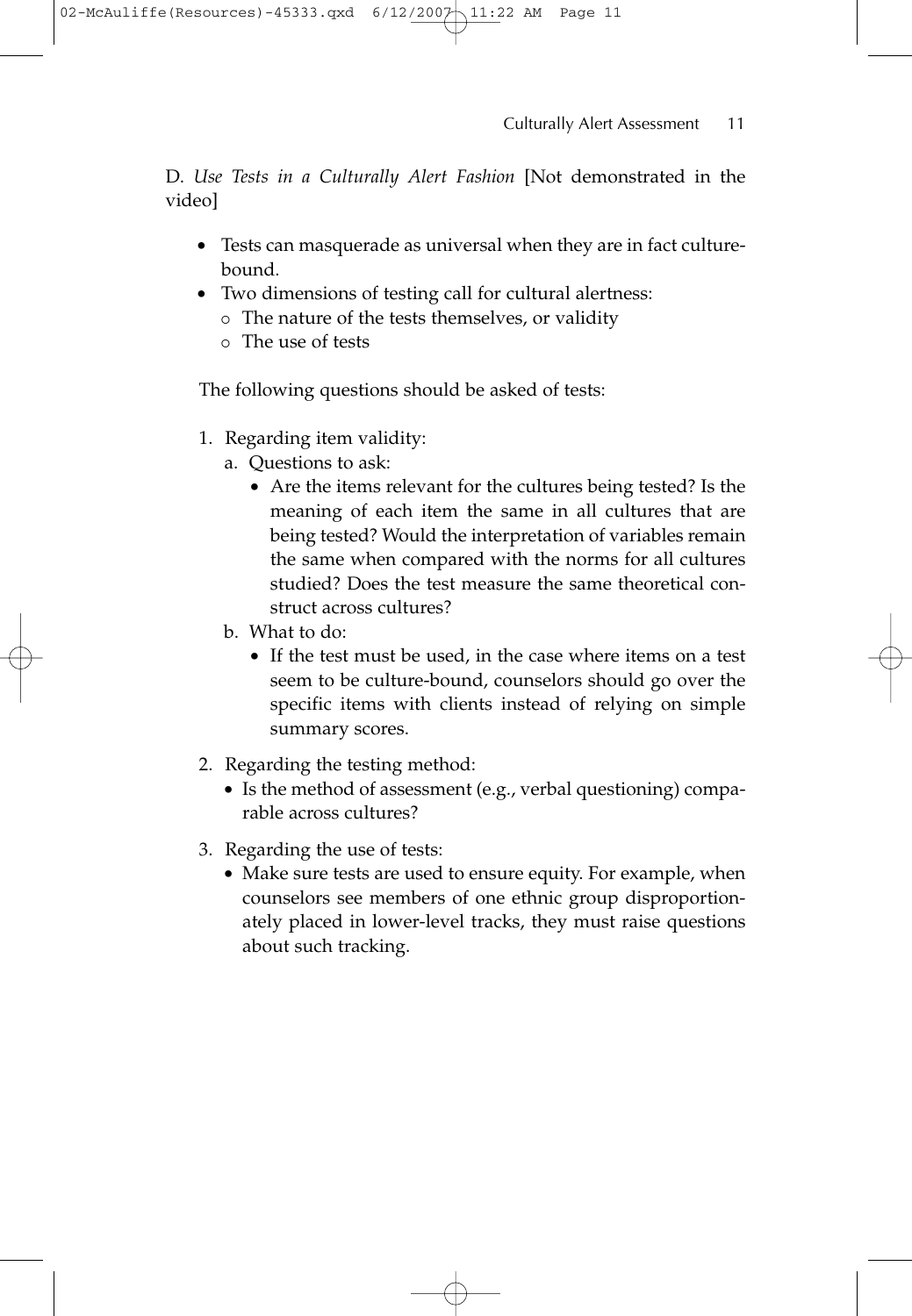D. *Use Tests in a Culturally Alert Fashion* [Not demonstrated in the video]

- Tests can masquerade as universal when they are in fact culture-bound.
- Two dimensions of testing call for cultural alertness:
  - The nature of the tests themselves, or validity
  - The use of tests

The following questions should be asked of tests:

1. Regarding item validity:
   a. Questions to ask:
      - Are the items relevant for the cultures being tested? Is the meaning of each item the same in all cultures that are being tested? Would the interpretation of variables remain the same when compared with the norms for all cultures studied? Does the test measure the same theoretical construct across cultures?

   b. What to do:
      - If the test must be used, in the case where items on a test seem to be culture-bound, counselors should go over the specific items with clients instead of relying on simple summary scores.
2. Regarding the testing method:
   - Is the method of assessment (e.g., verbal questioning) comparable across cultures?
3. Regarding the use of tests:
   - Make sure tests are used to ensure equity. For example, when counselors see members of one ethnic group disproportionately placed in lower-level tracks, they must raise questions about such tracking.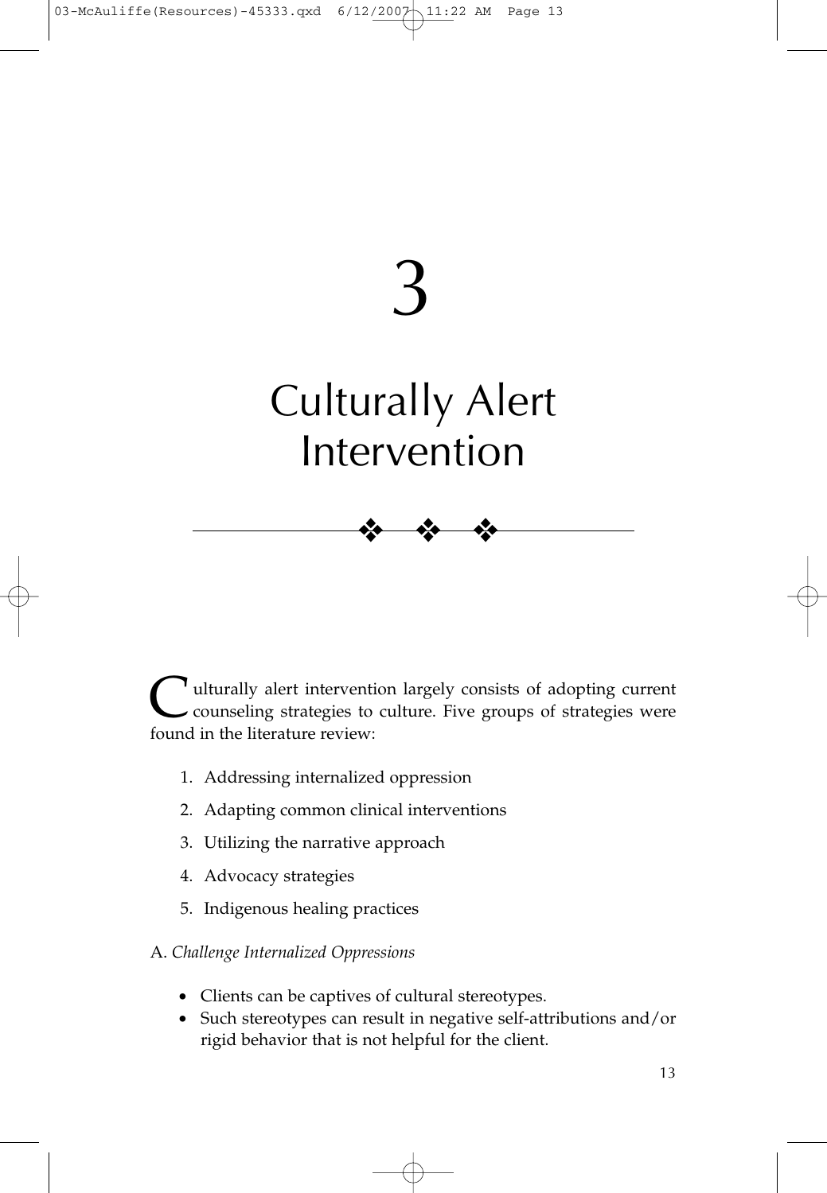# 3

# Culturally Alert Intervention

Culturally alert intervention largely consists of adopting current counseling strategies to culture. Five groups of strategies were found in the literature review:

1. Addressing internalized oppression
2. Adapting common clinical interventions
3. Utilizing the narrative approach
4. Advocacy strategies
5. Indigenous healing practices

A. *Challenge Internalized Oppressions*

- Clients can be captives of cultural stereotypes.
- Such stereotypes can result in negative self-attributions and/or rigid behavior that is not helpful for the client.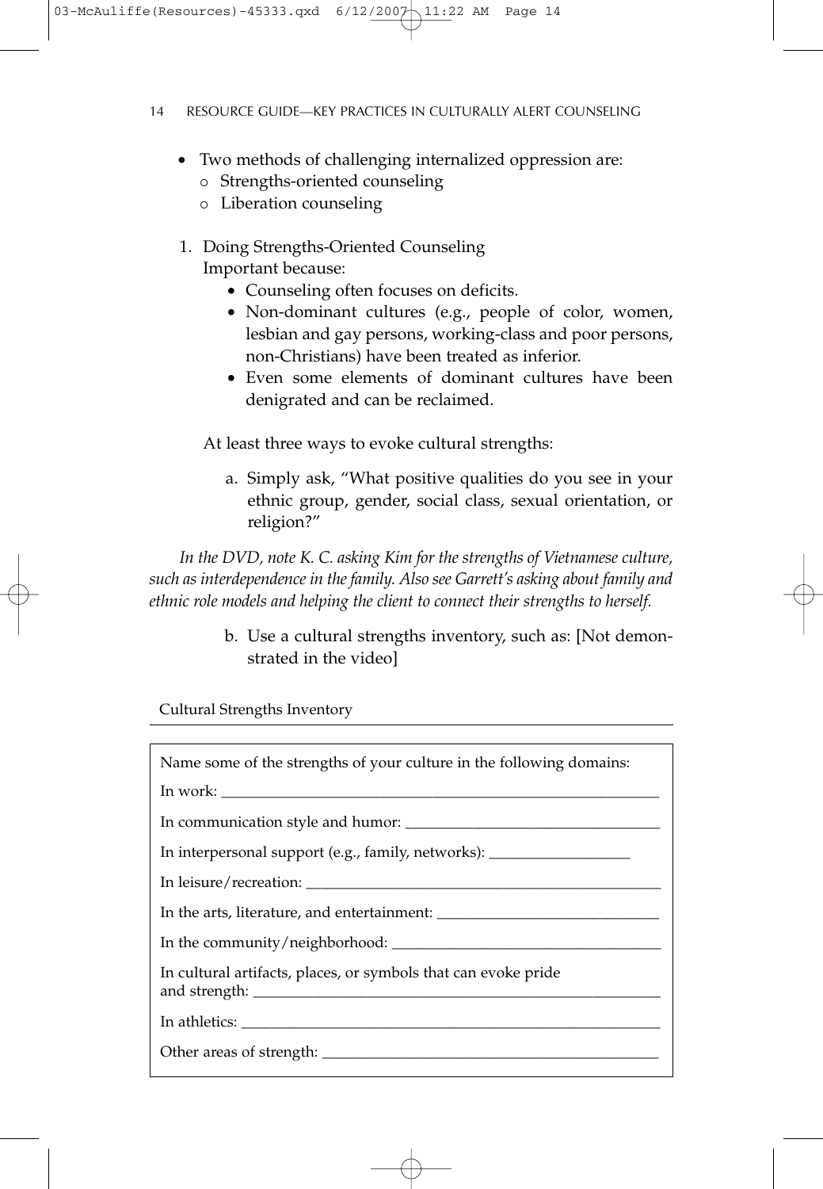- Two methods of challenging internalized oppression are:
  - Strengths-oriented counseling
  - Liberation counseling

1. Doing Strengths-Oriented Counseling

   Important because:

   - Counseling often focuses on deficits.
   - Non-dominant cultures (e.g., people of color, women, lesbian and gay persons, working-class and poor persons, non-Christians) have been treated as inferior.
   - Even some elements of dominant cultures have been denigrated and can be reclaimed.

   At least three ways to evoke cultural strengths:

   a. Simply ask, "What positive qualities do you see in your ethnic group, gender, social class, sexual orientation, or religion?"

*In the DVD, note K. C. asking Kim for the strengths of Vietnamese culture, such as interdependence in the family. Also see Garrett's asking about family and ethnic role models and helping the client to connect their strengths to herself.*

   b. Use a cultural strengths inventory, such as: [Not demonstrated in the video]

Cultural Strengths Inventory

Name some of the strengths of your culture in the following domains:

In work: ______________________________

In communication style and humor: ______________________________

In interpersonal support (e.g., family, networks): ______________________________

In leisure/recreation: ______________________________

In the arts, literature, and entertainment: ______________________________

In the community/neighborhood: ______________________________

In cultural artifacts, places, or symbols that can evoke pride and strength: ______________________________

In athletics: ______________________________

Other areas of strength: ______________________________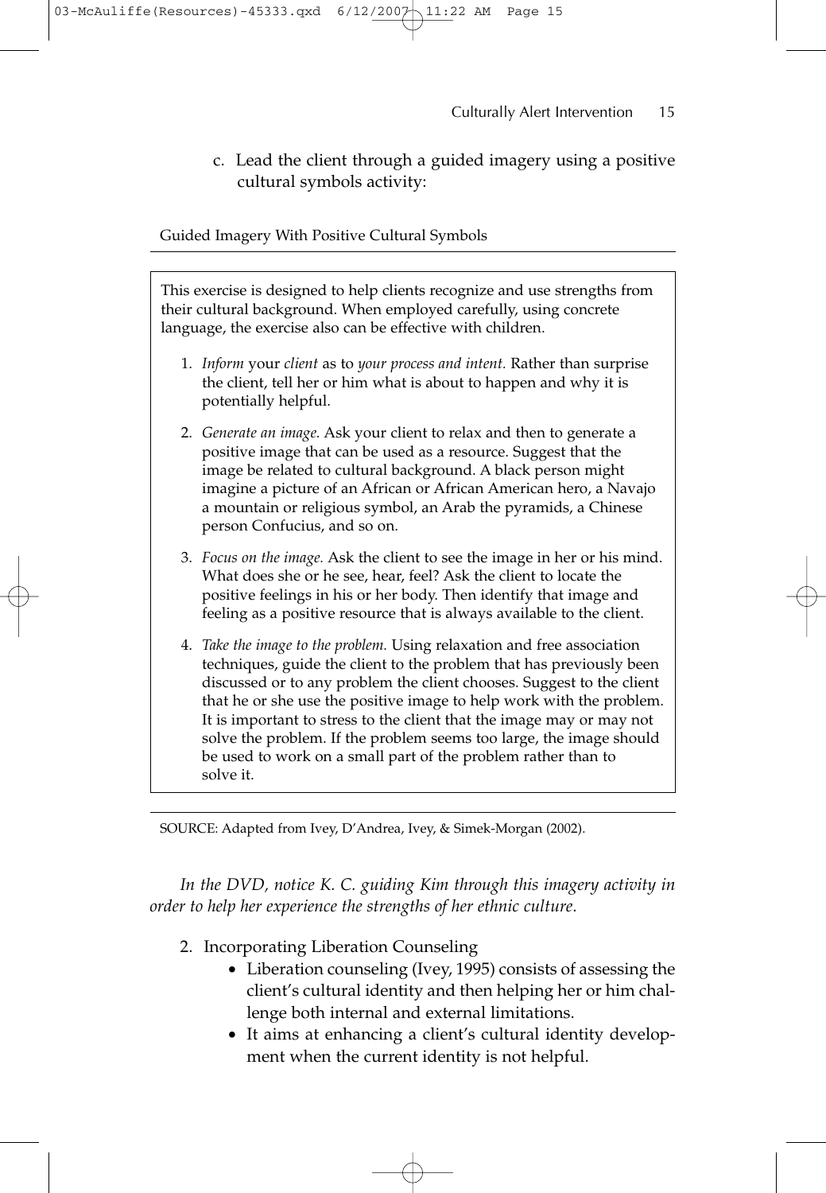c. Lead the client through a guided imagery using a positive cultural symbols activity:

Guided Imagery With Positive Cultural Symbols

This exercise is designed to help clients recognize and use strengths from their cultural background. When employed carefully, using concrete language, the exercise also can be effective with children.

1. *Inform* your *client* as to *your process and intent.* Rather than surprise the client, tell her or him what is about to happen and why it is potentially helpful.
2. *Generate an image.* Ask your client to relax and then to generate a positive image that can be used as a resource. Suggest that the image be related to cultural background. A black person might imagine a picture of an African or African American hero, a Navajo a mountain or religious symbol, an Arab the pyramids, a Chinese person Confucius, and so on.
3. *Focus on the image.* Ask the client to see the image in her or his mind. What does she or he see, hear, feel? Ask the client to locate the positive feelings in his or her body. Then identify that image and feeling as a positive resource that is always available to the client.
4. *Take the image to the problem.* Using relaxation and free association techniques, guide the client to the problem that has previously been discussed or to any problem the client chooses. Suggest to the client that he or she use the positive image to help work with the problem. It is important to stress to the client that the image may or may not solve the problem. If the problem seems too large, the image should be used to work on a small part of the problem rather than to solve it.

SOURCE: Adapted from Ivey, D'Andrea, Ivey, & Simek-Morgan (2002).

*In the DVD, notice K. C. guiding Kim through this imagery activity in order to help her experience the strengths of her ethnic culture.*

2. Incorporating Liberation Counseling
   - Liberation counseling (Ivey, 1995) consists of assessing the client's cultural identity and then helping her or him challenge both internal and external limitations.
   - It aims at enhancing a client's cultural identity development when the current identity is not helpful.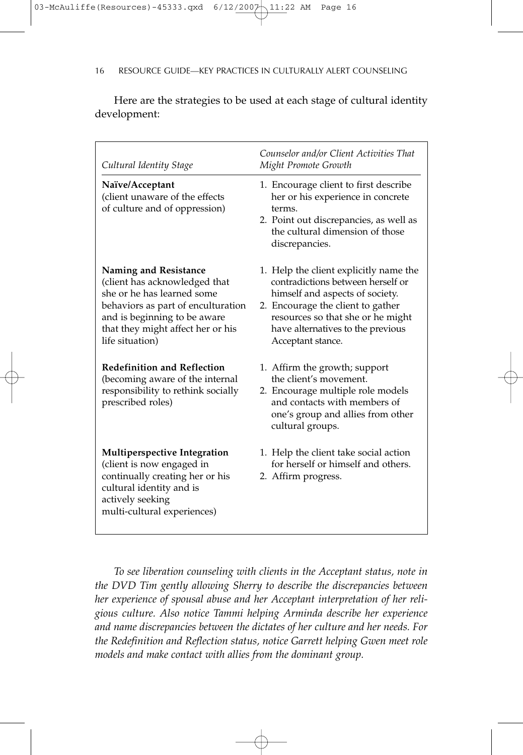Here are the strategies to be used at each stage of cultural identity development:

| *Cultural Identity Stage* | *Counselor and/or Client Activities That Might Promote Growth* |
|---|---|
| **Naïve/Acceptant** (client unaware of the effects of culture and of oppression) | 1. Encourage client to first describe her or his experience in concrete terms. 2. Point out discrepancies, as well as the cultural dimension of those discrepancies. |
| **Naming and Resistance** (client has acknowledged that she or he has learned some behaviors as part of enculturation and is beginning to be aware that they might affect her or his life situation) | 1. Help the client explicitly name the contradictions between herself or himself and aspects of society. 2. Encourage the client to gather resources so that she or he might have alternatives to the previous Acceptant stance. |
| **Redefinition and Reflection** (becoming aware of the internal responsibility to rethink socially prescribed roles) | 1. Affirm the growth; support the client's movement. 2. Encourage multiple role models and contacts with members of one's group and allies from other cultural groups. |
| **Multiperspective Integration** (client is now engaged in continually creating her or his cultural identity and is actively seeking multi-cultural experiences) | 1. Help the client take social action for herself or himself and others. 2. Affirm progress. |

*To see liberation counseling with clients in the Acceptant status, note in the DVD Tim gently allowing Sherry to describe the discrepancies between her experience of spousal abuse and her Acceptant interpretation of her religious culture. Also notice Tammi helping Arminda describe her experience and name discrepancies between the dictates of her culture and her needs. For the Redefinition and Reflection status, notice Garrett helping Gwen meet role models and make contact with allies from the dominant group.*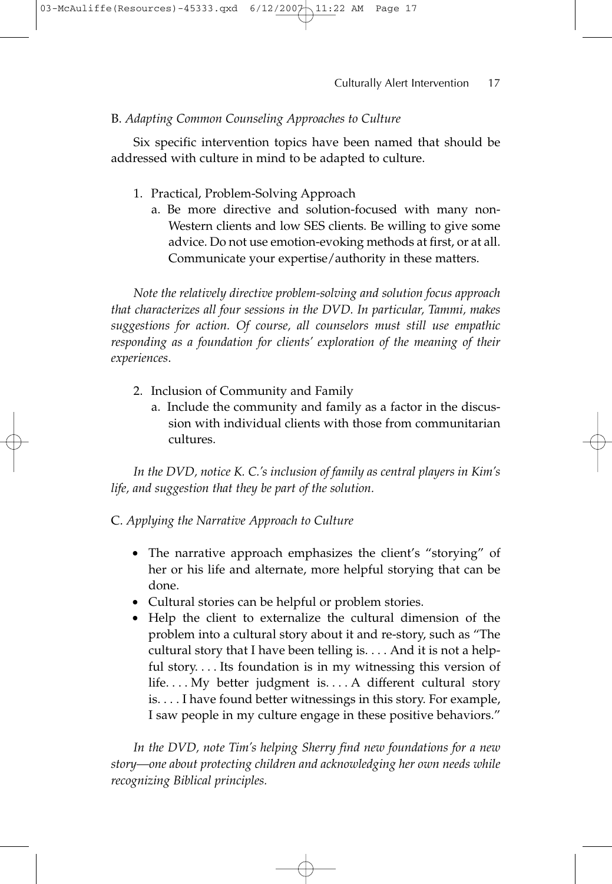B. *Adapting Common Counseling Approaches to Culture*

Six specific intervention topics have been named that should be addressed with culture in mind to be adapted to culture.

1. Practical, Problem-Solving Approach
   a. Be more directive and solution-focused with many non-Western clients and low SES clients. Be willing to give some advice. Do not use emotion-evoking methods at first, or at all. Communicate your expertise/authority in these matters.

*Note the relatively directive problem-solving and solution focus approach that characterizes all four sessions in the DVD. In particular, Tammi, makes suggestions for action. Of course, all counselors must still use empathic responding as a foundation for clients' exploration of the meaning of their experiences.*

2. Inclusion of Community and Family
   a. Include the community and family as a factor in the discussion with individual clients with those from communitarian cultures.

*In the DVD, notice K. C.'s inclusion of family as central players in Kim's life, and suggestion that they be part of the solution.*

C. *Applying the Narrative Approach to Culture*

- The narrative approach emphasizes the client's "storying" of her or his life and alternate, more helpful storying that can be done.
- Cultural stories can be helpful or problem stories.
- Help the client to externalize the cultural dimension of the problem into a cultural story about it and re-story, such as "The cultural story that I have been telling is. . . . And it is not a helpful story. . . . Its foundation is in my witnessing this version of life. . . . My better judgment is. . . . A different cultural story is. . . . I have found better witnessings in this story. For example, I saw people in my culture engage in these positive behaviors."

*In the DVD, note Tim's helping Sherry find new foundations for a new story—one about protecting children and acknowledging her own needs while recognizing Biblical principles.*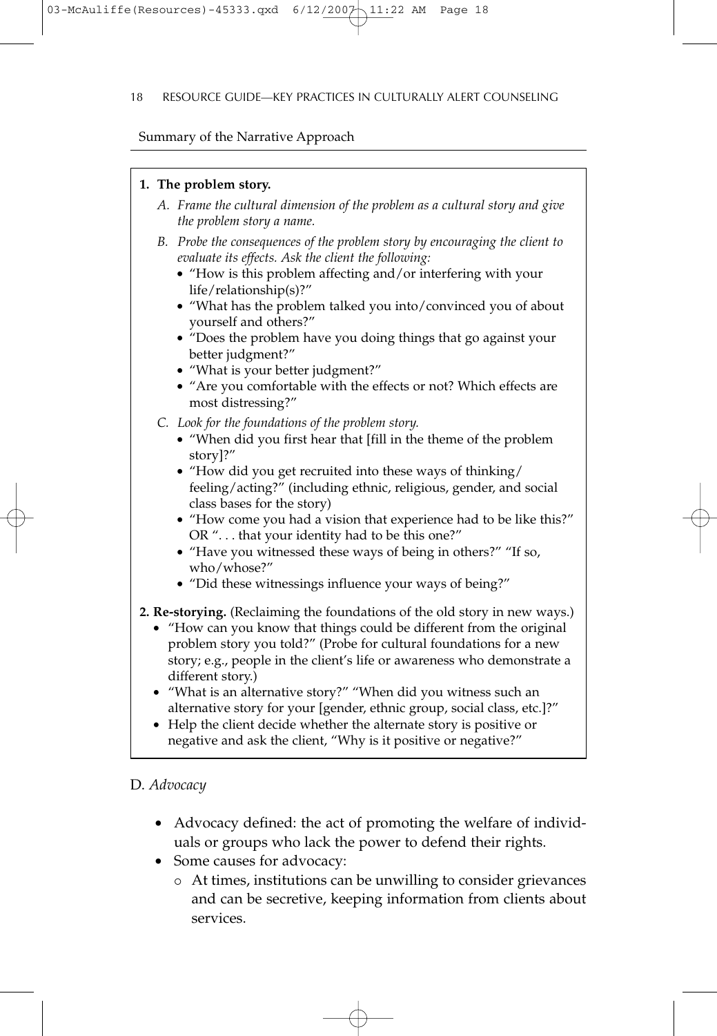Summary of the Narrative Approach

**1. The problem story.**

*A. Frame the cultural dimension of the problem as a cultural story and give the problem story a name.*

*B. Probe the consequences of the problem story by encouraging the client to evaluate its effects. Ask the client the following:*

- "How is this problem affecting and/or interfering with your life/relationship(s)?"
- "What has the problem talked you into/convinced you of about yourself and others?"
- "Does the problem have you doing things that go against your better judgment?"
- "What is your better judgment?"
- "Are you comfortable with the effects or not? Which effects are most distressing?"

*C. Look for the foundations of the problem story.*

- "When did you first hear that [fill in the theme of the problem story]?"
- "How did you get recruited into these ways of thinking/feeling/acting?" (including ethnic, religious, gender, and social class bases for the story)
- "How come you had a vision that experience had to be like this?" OR ". . . that your identity had to be this one?"
- "Have you witnessed these ways of being in others?" "If so, who/whose?"
- "Did these witnessings influence your ways of being?"

**2. Re-storying.** (Reclaiming the foundations of the old story in new ways.)

- "How can you know that things could be different from the original problem story you told?" (Probe for cultural foundations for a new story; e.g., people in the client's life or awareness who demonstrate a different story.)
- "What is an alternative story?" "When did you witness such an alternative story for your [gender, ethnic group, social class, etc.]?"
- Help the client decide whether the alternate story is positive or negative and ask the client, "Why is it positive or negative?"

D. *Advocacy*

- Advocacy defined: the act of promoting the welfare of individuals or groups who lack the power to defend their rights.
- Some causes for advocacy:
  - At times, institutions can be unwilling to consider grievances and can be secretive, keeping information from clients about services.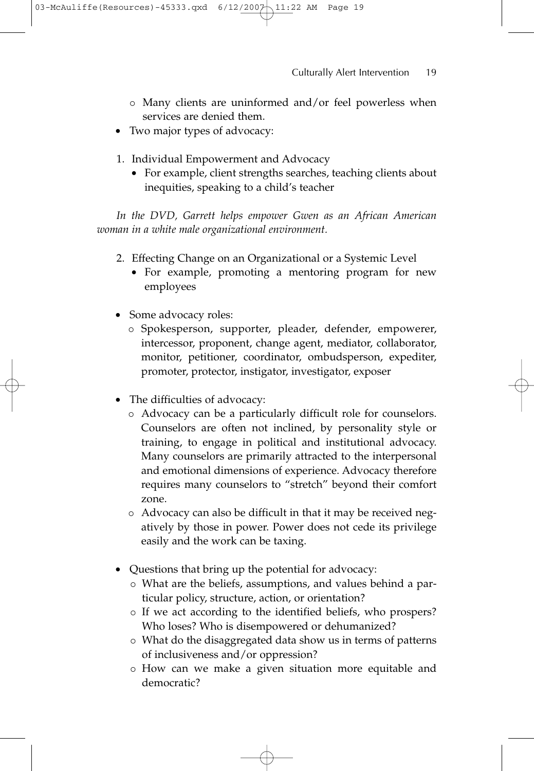- Many clients are uninformed and/or feel powerless when services are denied them.
- Two major types of advocacy:

1. Individual Empowerment and Advocacy
    - For example, client strengths searches, teaching clients about inequities, speaking to a child's teacher

*In the DVD, Garrett helps empower Gwen as an African American woman in a white male organizational environment.*

2. Effecting Change on an Organizational or a Systemic Level
    - For example, promoting a mentoring program for new employees

- Some advocacy roles:
    - Spokesperson, supporter, pleader, defender, empowerer, intercessor, proponent, change agent, mediator, collaborator, monitor, petitioner, coordinator, ombudsperson, expediter, promoter, protector, instigator, investigator, exposer

- The difficulties of advocacy:
    - Advocacy can be a particularly difficult role for counselors. Counselors are often not inclined, by personality style or training, to engage in political and institutional advocacy. Many counselors are primarily attracted to the interpersonal and emotional dimensions of experience. Advocacy therefore requires many counselors to "stretch" beyond their comfort zone.
    - Advocacy can also be difficult in that it may be received negatively by those in power. Power does not cede its privilege easily and the work can be taxing.

- Questions that bring up the potential for advocacy:
    - What are the beliefs, assumptions, and values behind a particular policy, structure, action, or orientation?
    - If we act according to the identified beliefs, who prospers? Who loses? Who is disempowered or dehumanized?
    - What do the disaggregated data show us in terms of patterns of inclusiveness and/or oppression?
    - How can we make a given situation more equitable and democratic?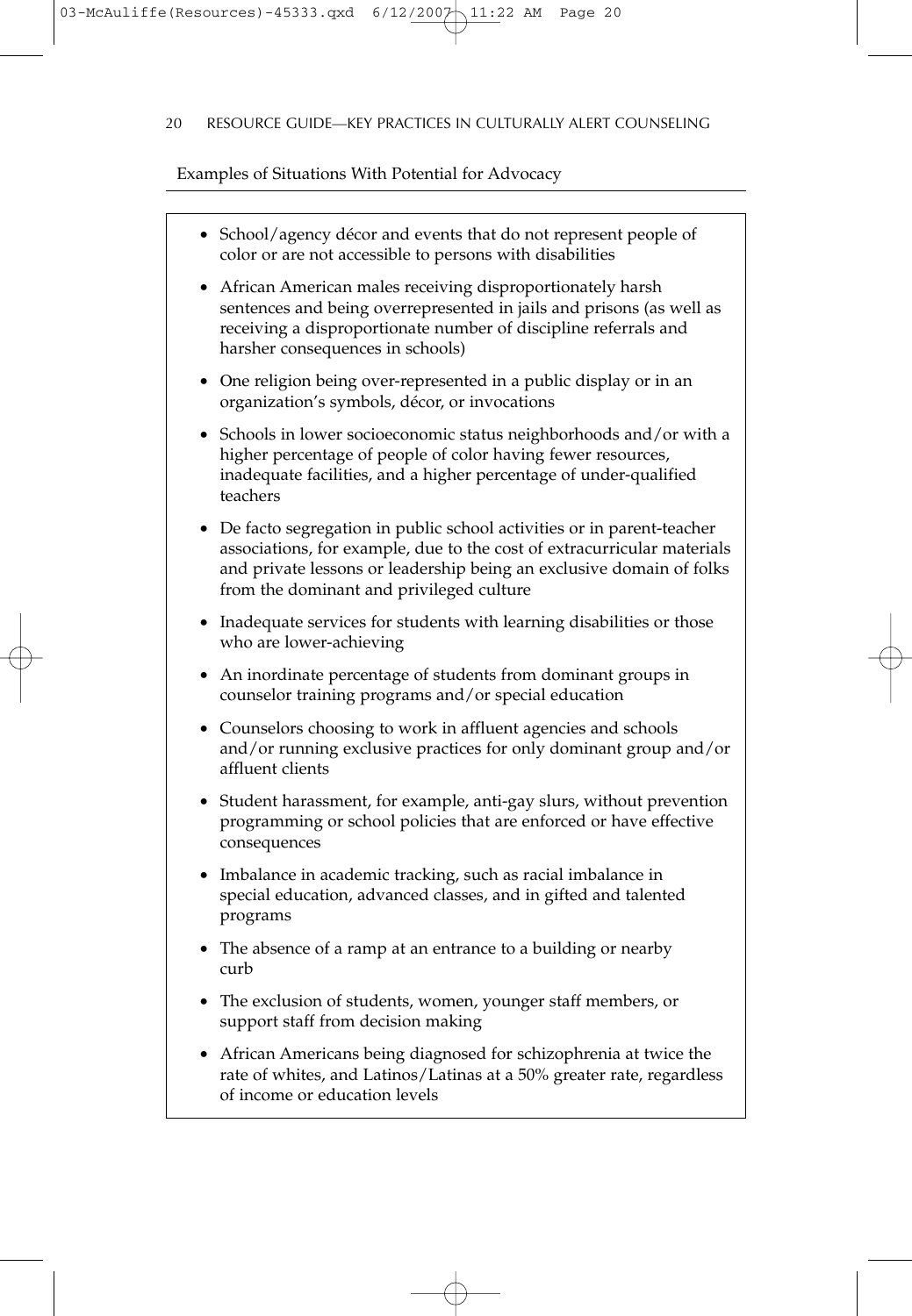Examples of Situations With Potential for Advocacy

- School/agency décor and events that do not represent people of color or are not accessible to persons with disabilities
- African American males receiving disproportionately harsh sentences and being overrepresented in jails and prisons (as well as receiving a disproportionate number of discipline referrals and harsher consequences in schools)
- One religion being over-represented in a public display or in an organization's symbols, décor, or invocations
- Schools in lower socioeconomic status neighborhoods and/or with a higher percentage of people of color having fewer resources, inadequate facilities, and a higher percentage of under-qualified teachers
- De facto segregation in public school activities or in parent-teacher associations, for example, due to the cost of extracurricular materials and private lessons or leadership being an exclusive domain of folks from the dominant and privileged culture
- Inadequate services for students with learning disabilities or those who are lower-achieving
- An inordinate percentage of students from dominant groups in counselor training programs and/or special education
- Counselors choosing to work in affluent agencies and schools and/or running exclusive practices for only dominant group and/or affluent clients
- Student harassment, for example, anti-gay slurs, without prevention programming or school policies that are enforced or have effective consequences
- Imbalance in academic tracking, such as racial imbalance in special education, advanced classes, and in gifted and talented programs
- The absence of a ramp at an entrance to a building or nearby curb
- The exclusion of students, women, younger staff members, or support staff from decision making
- African Americans being diagnosed for schizophrenia at twice the rate of whites, and Latinos/Latinas at a 50% greater rate, regardless of income or education levels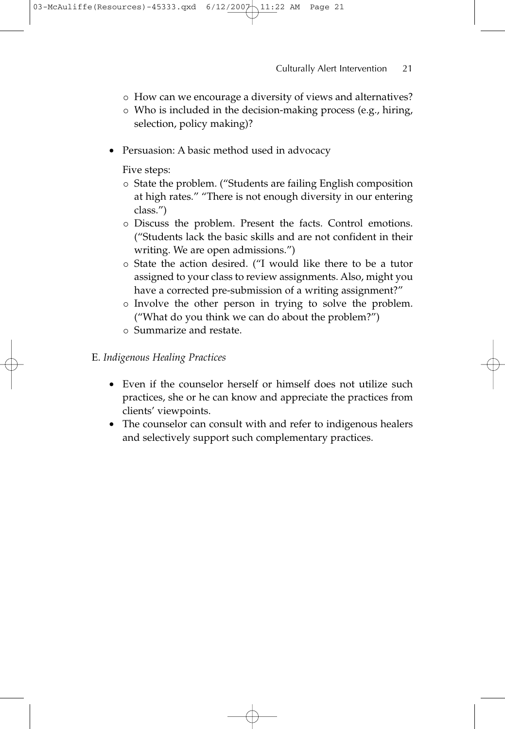- How can we encourage a diversity of views and alternatives?
  - Who is included in the decision-making process (e.g., hiring, selection, policy making)?

- Persuasion: A basic method used in advocacy

  Five steps:

  - State the problem. ("Students are failing English composition at high rates." "There is not enough diversity in our entering class.")
  - Discuss the problem. Present the facts. Control emotions. ("Students lack the basic skills and are not confident in their writing. We are open admissions.")
  - State the action desired. ("I would like there to be a tutor assigned to your class to review assignments. Also, might you have a corrected pre-submission of a writing assignment?"
  - Involve the other person in trying to solve the problem. ("What do you think we can do about the problem?")
  - Summarize and restate.

E. *Indigenous Healing Practices*

- Even if the counselor herself or himself does not utilize such practices, she or he can know and appreciate the practices from clients' viewpoints.
- The counselor can consult with and refer to indigenous healers and selectively support such complementary practices.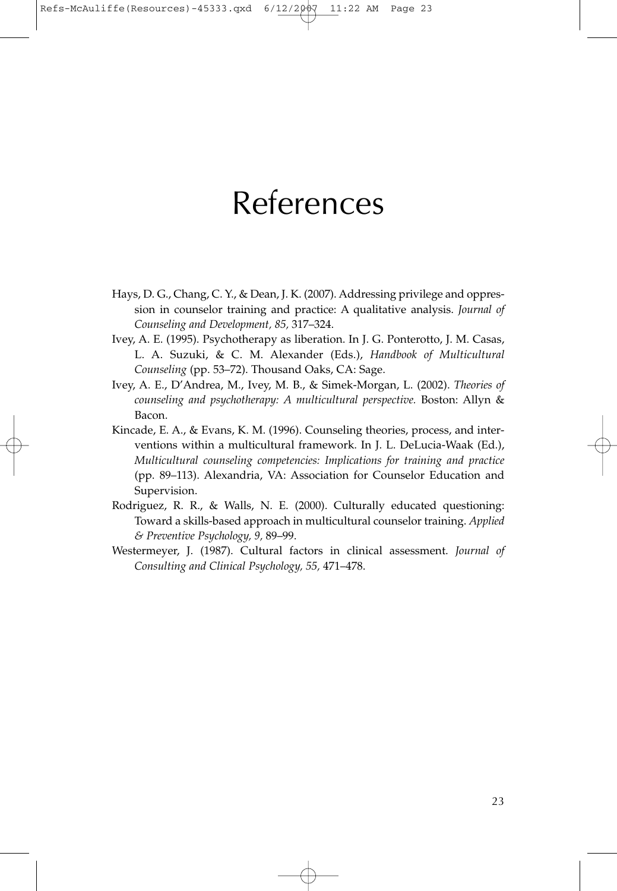# References

Hays, D. G., Chang, C. Y., & Dean, J. K. (2007). Addressing privilege and oppression in counselor training and practice: A qualitative analysis. *Journal of Counseling and Development, 85,* 317–324.

Ivey, A. E. (1995). Psychotherapy as liberation. In J. G. Ponterotto, J. M. Casas, L. A. Suzuki, & C. M. Alexander (Eds.), *Handbook of Multicultural Counseling* (pp. 53–72). Thousand Oaks, CA: Sage.

Ivey, A. E., D'Andrea, M., Ivey, M. B., & Simek-Morgan, L. (2002). *Theories of counseling and psychotherapy: A multicultural perspective.* Boston: Allyn & Bacon.

Kincade, E. A., & Evans, K. M. (1996). Counseling theories, process, and interventions within a multicultural framework. In J. L. DeLucia-Waak (Ed.), *Multicultural counseling competencies: Implications for training and practice* (pp. 89–113). Alexandria, VA: Association for Counselor Education and Supervision.

Rodriguez, R. R., & Walls, N. E. (2000). Culturally educated questioning: Toward a skills-based approach in multicultural counselor training. *Applied & Preventive Psychology, 9,* 89–99.

Westermeyer, J. (1987). Cultural factors in clinical assessment. *Journal of Consulting and Clinical Psychology, 55,* 471–478.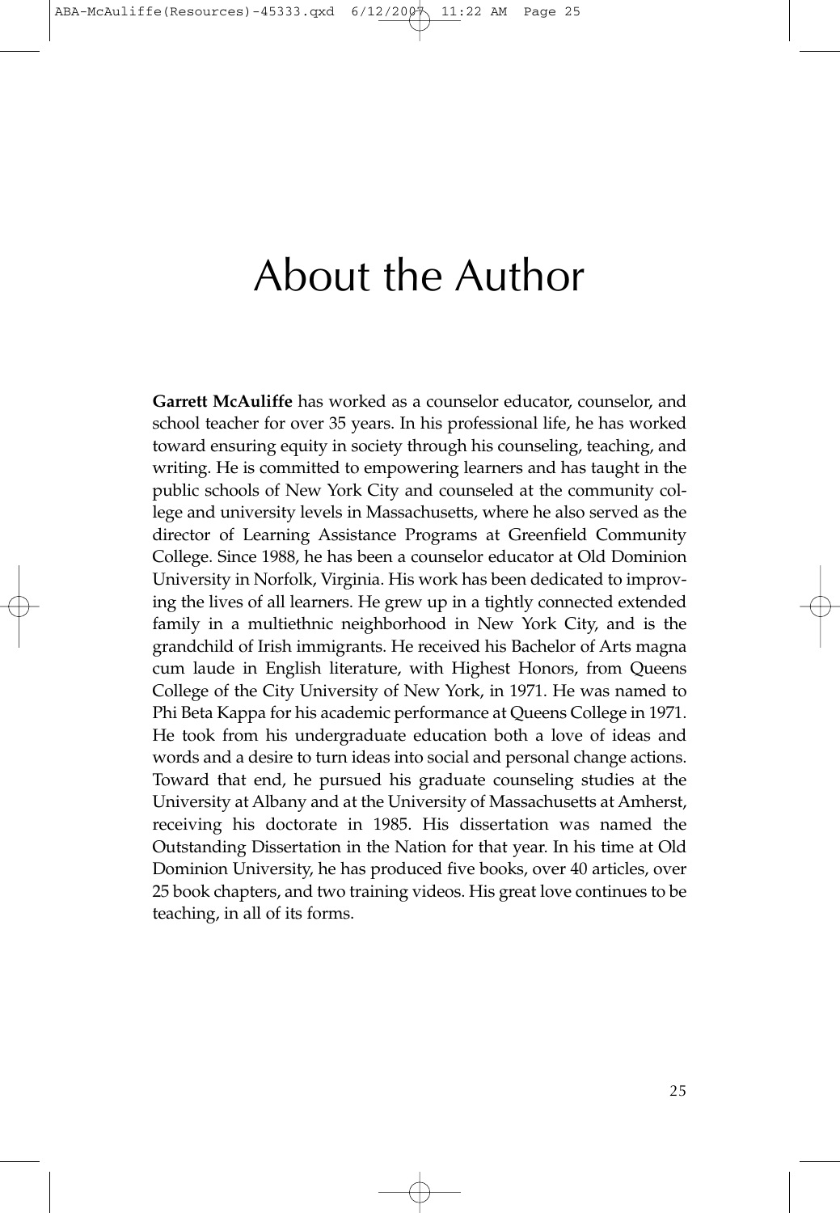# About the Author

**Garrett McAuliffe** has worked as a counselor educator, counselor, and school teacher for over 35 years. In his professional life, he has worked toward ensuring equity in society through his counseling, teaching, and writing. He is committed to empowering learners and has taught in the public schools of New York City and counseled at the community college and university levels in Massachusetts, where he also served as the director of Learning Assistance Programs at Greenfield Community College. Since 1988, he has been a counselor educator at Old Dominion University in Norfolk, Virginia. His work has been dedicated to improving the lives of all learners. He grew up in a tightly connected extended family in a multiethnic neighborhood in New York City, and is the grandchild of Irish immigrants. He received his Bachelor of Arts magna cum laude in English literature, with Highest Honors, from Queens College of the City University of New York, in 1971. He was named to Phi Beta Kappa for his academic performance at Queens College in 1971. He took from his undergraduate education both a love of ideas and words and a desire to turn ideas into social and personal change actions. Toward that end, he pursued his graduate counseling studies at the University at Albany and at the University of Massachusetts at Amherst, receiving his doctorate in 1985. His dissertation was named the Outstanding Dissertation in the Nation for that year. In his time at Old Dominion University, he has produced five books, over 40 articles, over 25 book chapters, and two training videos. His great love continues to be teaching, in all of its forms.